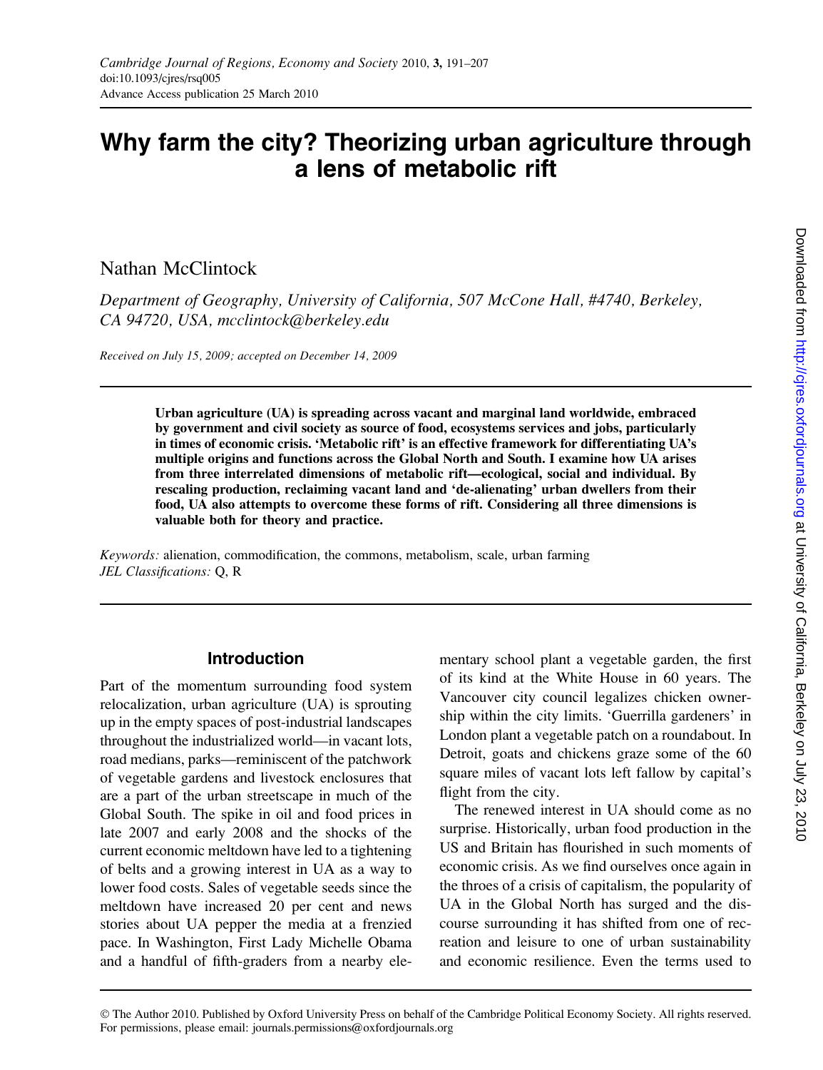Cambridge Journal of Regions, Economy and Society 2010, 3, 191–207
doi:10.1093/cjres/rsq005
Advance Access publication 25 March 2010

# Why farm the city? Theorizing urban agriculture through a lens of metabolic rift

Nathan McClintock

*Department of Geography, University of California, 507 McCone Hall, #4740, Berkeley, CA 94720, USA, mcclintock@berkeley.edu*

*Received on July 15, 2009; accepted on December 14, 2009*

**Urban agriculture (UA) is spreading across vacant and marginal land worldwide, embraced by government and civil society as source of food, ecosystems services and jobs, particularly in times of economic crisis. 'Metabolic rift' is an effective framework for differentiating UA's multiple origins and functions across the Global North and South. I examine how UA arises from three interrelated dimensions of metabolic rift—ecological, social and individual. By rescaling production, reclaiming vacant land and 'de-alienating' urban dwellers from their food, UA also attempts to overcome these forms of rift. Considering all three dimensions is valuable both for theory and practice.**

*Keywords:* alienation, commodification, the commons, metabolism, scale, urban farming
*JEL Classifications:* Q, R

## Introduction

Part of the momentum surrounding food system relocalization, urban agriculture (UA) is sprouting up in the empty spaces of post-industrial landscapes throughout the industrialized world—in vacant lots, road medians, parks—reminiscent of the patchwork of vegetable gardens and livestock enclosures that are a part of the urban streetscape in much of the Global South. The spike in oil and food prices in late 2007 and early 2008 and the shocks of the current economic meltdown have led to a tightening of belts and a growing interest in UA as a way to lower food costs. Sales of vegetable seeds since the meltdown have increased 20 per cent and news stories about UA pepper the media at a frenzied pace. In Washington, First Lady Michelle Obama and a handful of fifth-graders from a nearby elementary school plant a vegetable garden, the first of its kind at the White House in 60 years. The Vancouver city council legalizes chicken ownership within the city limits. 'Guerrilla gardeners' in London plant a vegetable patch on a roundabout. In Detroit, goats and chickens graze some of the 60 square miles of vacant lots left fallow by capital's flight from the city.

The renewed interest in UA should come as no surprise. Historically, urban food production in the US and Britain has flourished in such moments of economic crisis. As we find ourselves once again in the throes of a crisis of capitalism, the popularity of UA in the Global North has surged and the discourse surrounding it has shifted from one of recreation and leisure to one of urban sustainability and economic resilience. Even the terms used to

© The Author 2010. Published by Oxford University Press on behalf of the Cambridge Political Economy Society. All rights reserved. For permissions, please email: journals.permissions@oxfordjournals.org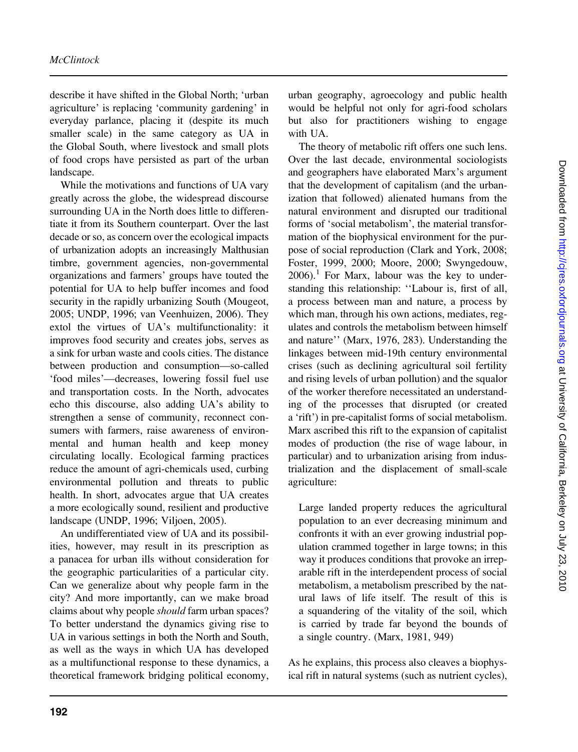describe it have shifted in the Global North; 'urban agriculture' is replacing 'community gardening' in everyday parlance, placing it (despite its much smaller scale) in the same category as UA in the Global South, where livestock and small plots of food crops have persisted as part of the urban landscape.

While the motivations and functions of UA vary greatly across the globe, the widespread discourse surrounding UA in the North does little to differentiate it from its Southern counterpart. Over the last decade or so, as concern over the ecological impacts of urbanization adopts an increasingly Malthusian timbre, government agencies, non-governmental organizations and farmers' groups have touted the potential for UA to help buffer incomes and food security in the rapidly urbanizing South (Mougeot, 2005; UNDP, 1996; van Veenhuizen, 2006). They extol the virtues of UA's multifunctionality: it improves food security and creates jobs, serves as a sink for urban waste and cools cities. The distance between production and consumption—so-called 'food miles'—decreases, lowering fossil fuel use and transportation costs. In the North, advocates echo this discourse, also adding UA's ability to strengthen a sense of community, reconnect consumers with farmers, raise awareness of environmental and human health and keep money circulating locally. Ecological farming practices reduce the amount of agri-chemicals used, curbing environmental pollution and threats to public health. In short, advocates argue that UA creates a more ecologically sound, resilient and productive landscape (UNDP, 1996; Viljoen, 2005).

An undifferentiated view of UA and its possibilities, however, may result in its prescription as a panacea for urban ills without consideration for the geographic particularities of a particular city. Can we generalize about why people farm in the city? And more importantly, can we make broad claims about why people *should* farm urban spaces? To better understand the dynamics giving rise to UA in various settings in both the North and South, as well as the ways in which UA has developed as a multifunctional response to these dynamics, a theoretical framework bridging political economy, urban geography, agroecology and public health would be helpful not only for agri-food scholars but also for practitioners wishing to engage with UA.

The theory of metabolic rift offers one such lens. Over the last decade, environmental sociologists and geographers have elaborated Marx's argument that the development of capitalism (and the urbanization that followed) alienated humans from the natural environment and disrupted our traditional forms of 'social metabolism', the material transformation of the biophysical environment for the purpose of social reproduction (Clark and York, 2008; Foster, 1999, 2000; Moore, 2000; Swyngedouw, 2006).[1] For Marx, labour was the key to understanding this relationship: ''Labour is, first of all, a process between man and nature, a process by which man, through his own actions, mediates, regulates and controls the metabolism between himself and nature'' (Marx, 1976, 283). Understanding the linkages between mid-19th century environmental crises (such as declining agricultural soil fertility and rising levels of urban pollution) and the squalor of the worker therefore necessitated an understanding of the processes that disrupted (or created a 'rift') in pre-capitalist forms of social metabolism. Marx ascribed this rift to the expansion of capitalist modes of production (the rise of wage labour, in particular) and to urbanization arising from industrialization and the displacement of small-scale agriculture:

> Large landed property reduces the agricultural population to an ever decreasing minimum and confronts it with an ever growing industrial population crammed together in large towns; in this way it produces conditions that provoke an irreparable rift in the interdependent process of social metabolism, a metabolism prescribed by the natural laws of life itself. The result of this is a squandering of the vitality of the soil, which is carried by trade far beyond the bounds of a single country. (Marx, 1981, 949)

As he explains, this process also cleaves a biophysical rift in natural systems (such as nutrient cycles),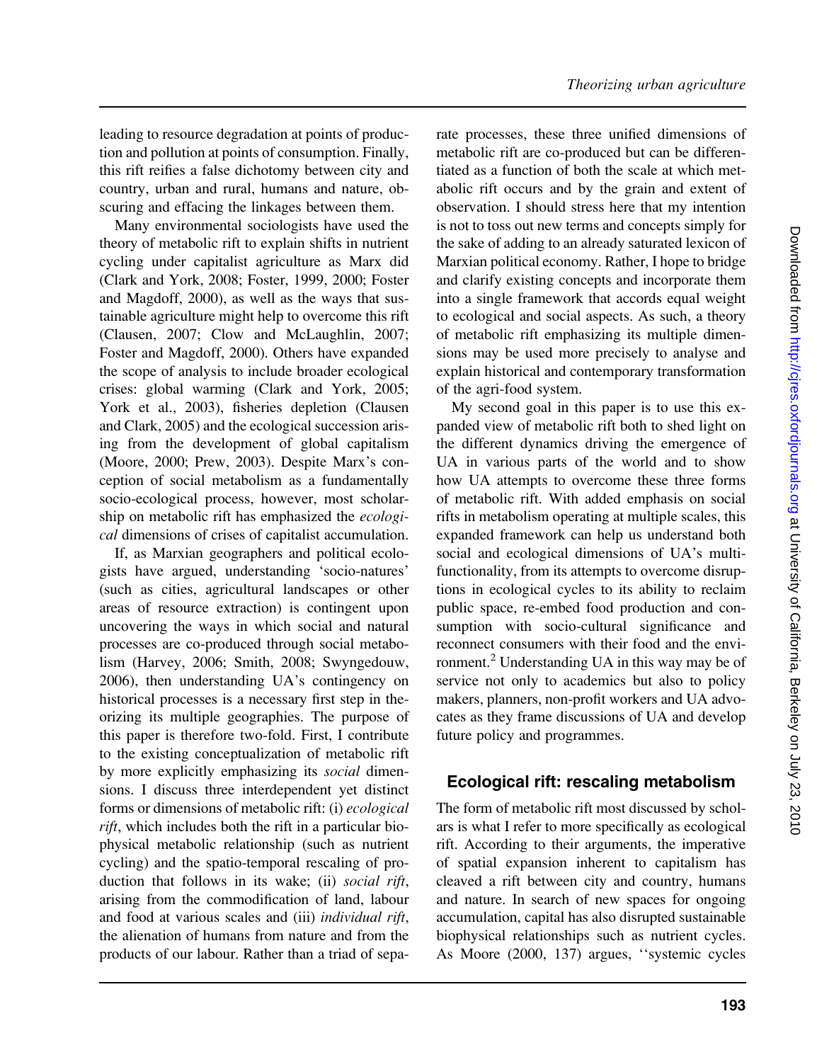leading to resource degradation at points of production and pollution at points of consumption. Finally, this rift reifies a false dichotomy between city and country, urban and rural, humans and nature, obscuring and effacing the linkages between them.

Many environmental sociologists have used the theory of metabolic rift to explain shifts in nutrient cycling under capitalist agriculture as Marx did (Clark and York, 2008; Foster, 1999, 2000; Foster and Magdoff, 2000), as well as the ways that sustainable agriculture might help to overcome this rift (Clausen, 2007; Clow and McLaughlin, 2007; Foster and Magdoff, 2000). Others have expanded the scope of analysis to include broader ecological crises: global warming (Clark and York, 2005; York et al., 2003), fisheries depletion (Clausen and Clark, 2005) and the ecological succession arising from the development of global capitalism (Moore, 2000; Prew, 2003). Despite Marx's conception of social metabolism as a fundamentally socio-ecological process, however, most scholarship on metabolic rift has emphasized the *ecological* dimensions of crises of capitalist accumulation.

If, as Marxian geographers and political ecologists have argued, understanding 'socio-natures' (such as cities, agricultural landscapes or other areas of resource extraction) is contingent upon uncovering the ways in which social and natural processes are co-produced through social metabolism (Harvey, 2006; Smith, 2008; Swyngedouw, 2006), then understanding UA's contingency on historical processes is a necessary first step in theorizing its multiple geographies. The purpose of this paper is therefore two-fold. First, I contribute to the existing conceptualization of metabolic rift by more explicitly emphasizing its *social* dimensions. I discuss three interdependent yet distinct forms or dimensions of metabolic rift: (i) *ecological rift*, which includes both the rift in a particular biophysical metabolic relationship (such as nutrient cycling) and the spatio-temporal rescaling of production that follows in its wake; (ii) *social rift*, arising from the commodification of land, labour and food at various scales and (iii) *individual rift*, the alienation of humans from nature and from the products of our labour. Rather than a triad of separate processes, these three unified dimensions of metabolic rift are co-produced but can be differentiated as a function of both the scale at which metabolic rift occurs and by the grain and extent of observation. I should stress here that my intention is not to toss out new terms and concepts simply for the sake of adding to an already saturated lexicon of Marxian political economy. Rather, I hope to bridge and clarify existing concepts and incorporate them into a single framework that accords equal weight to ecological and social aspects. As such, a theory of metabolic rift emphasizing its multiple dimensions may be used more precisely to analyse and explain historical and contemporary transformation of the agri-food system.

My second goal in this paper is to use this expanded view of metabolic rift both to shed light on the different dynamics driving the emergence of UA in various parts of the world and to show how UA attempts to overcome these three forms of metabolic rift. With added emphasis on social rifts in metabolism operating at multiple scales, this expanded framework can help us understand both social and ecological dimensions of UA's multifunctionality, from its attempts to overcome disruptions in ecological cycles to its ability to reclaim public space, re-embed food production and consumption with socio-cultural significance and reconnect consumers with their food and the environment.[2] Understanding UA in this way may be of service not only to academics but also to policy makers, planners, non-profit workers and UA advocates as they frame discussions of UA and develop future policy and programmes.

## Ecological rift: rescaling metabolism

The form of metabolic rift most discussed by scholars is what I refer to more specifically as ecological rift. According to their arguments, the imperative of spatial expansion inherent to capitalism has cleaved a rift between city and country, humans and nature. In search of new spaces for ongoing accumulation, capital has also disrupted sustainable biophysical relationships such as nutrient cycles. As Moore (2000, 137) argues, ''systemic cycles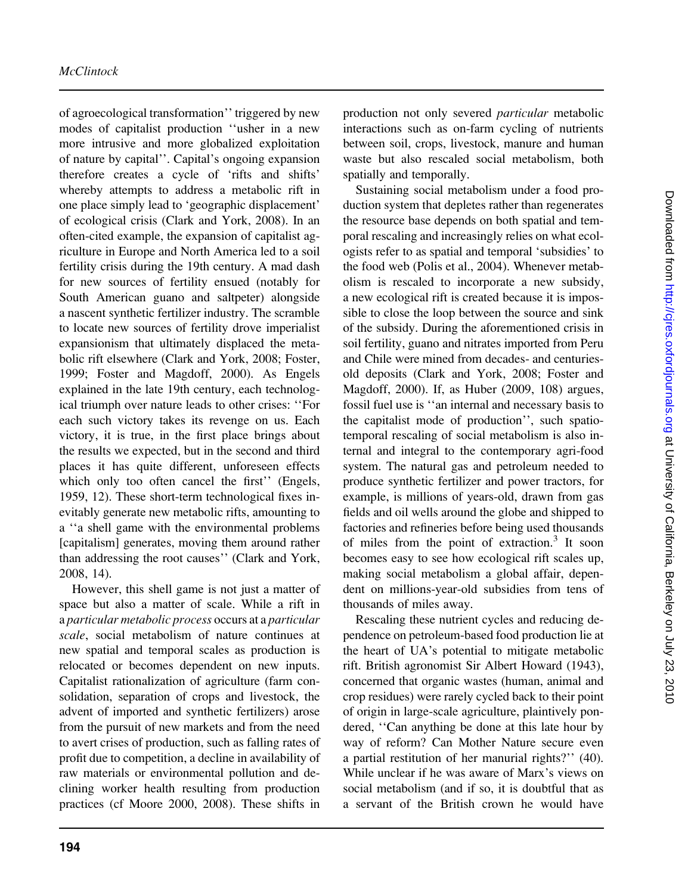of agroecological transformation'' triggered by new modes of capitalist production ''usher in a new more intrusive and more globalized exploitation of nature by capital''. Capital's ongoing expansion therefore creates a cycle of 'rifts and shifts' whereby attempts to address a metabolic rift in one place simply lead to 'geographic displacement' of ecological crisis (Clark and York, 2008). In an often-cited example, the expansion of capitalist agriculture in Europe and North America led to a soil fertility crisis during the 19th century. A mad dash for new sources of fertility ensued (notably for South American guano and saltpeter) alongside a nascent synthetic fertilizer industry. The scramble to locate new sources of fertility drove imperialist expansionism that ultimately displaced the metabolic rift elsewhere (Clark and York, 2008; Foster, 1999; Foster and Magdoff, 2000). As Engels explained in the late 19th century, each technological triumph over nature leads to other crises: ''For each such victory takes its revenge on us. Each victory, it is true, in the first place brings about the results we expected, but in the second and third places it has quite different, unforeseen effects which only too often cancel the first'' (Engels, 1959, 12). These short-term technological fixes inevitably generate new metabolic rifts, amounting to a ''a shell game with the environmental problems [capitalism] generates, moving them around rather than addressing the root causes'' (Clark and York, 2008, 14).

However, this shell game is not just a matter of space but also a matter of scale. While a rift in a *particular metabolic process* occurs at a *particular scale*, social metabolism of nature continues at new spatial and temporal scales as production is relocated or becomes dependent on new inputs. Capitalist rationalization of agriculture (farm consolidation, separation of crops and livestock, the advent of imported and synthetic fertilizers) arose from the pursuit of new markets and from the need to avert crises of production, such as falling rates of profit due to competition, a decline in availability of raw materials or environmental pollution and declining worker health resulting from production practices (cf Moore 2000, 2008). These shifts in production not only severed *particular* metabolic interactions such as on-farm cycling of nutrients between soil, crops, livestock, manure and human waste but also rescaled social metabolism, both spatially and temporally.

Sustaining social metabolism under a food production system that depletes rather than regenerates the resource base depends on both spatial and temporal rescaling and increasingly relies on what ecologists refer to as spatial and temporal 'subsidies' to the food web (Polis et al., 2004). Whenever metabolism is rescaled to incorporate a new subsidy, a new ecological rift is created because it is impossible to close the loop between the source and sink of the subsidy. During the aforementioned crisis in soil fertility, guano and nitrates imported from Peru and Chile were mined from decades- and centuries-old deposits (Clark and York, 2008; Foster and Magdoff, 2000). If, as Huber (2009, 108) argues, fossil fuel use is ''an internal and necessary basis to the capitalist mode of production'', such spatio-temporal rescaling of social metabolism is also internal and integral to the contemporary agri-food system. The natural gas and petroleum needed to produce synthetic fertilizer and power tractors, for example, is millions of years-old, drawn from gas fields and oil wells around the globe and shipped to factories and refineries before being used thousands of miles from the point of extraction.[3] It soon becomes easy to see how ecological rift scales up, making social metabolism a global affair, dependent on millions-year-old subsidies from tens of thousands of miles away.

Rescaling these nutrient cycles and reducing dependence on petroleum-based food production lie at the heart of UA's potential to mitigate metabolic rift. British agronomist Sir Albert Howard (1943), concerned that organic wastes (human, animal and crop residues) were rarely cycled back to their point of origin in large-scale agriculture, plaintively pondered, ''Can anything be done at this late hour by way of reform? Can Mother Nature secure even a partial restitution of her manurial rights?'' (40). While unclear if he was aware of Marx's views on social metabolism (and if so, it is doubtful that as a servant of the British crown he would have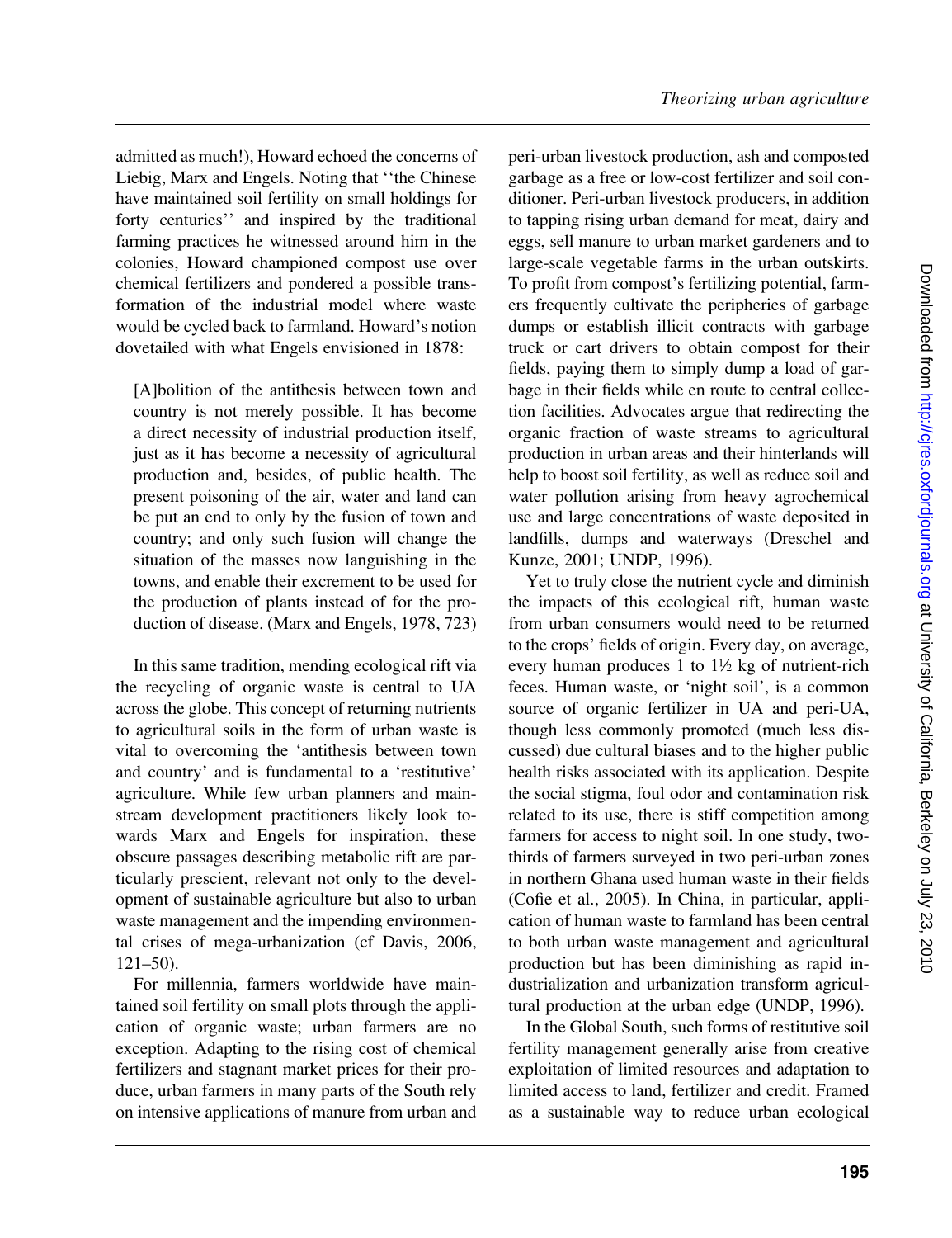admitted as much!), Howard echoed the concerns of Liebig, Marx and Engels. Noting that ''the Chinese have maintained soil fertility on small holdings for forty centuries'' and inspired by the traditional farming practices he witnessed around him in the colonies, Howard championed compost use over chemical fertilizers and pondered a possible transformation of the industrial model where waste would be cycled back to farmland. Howard's notion dovetailed with what Engels envisioned in 1878:

> [A]bolition of the antithesis between town and country is not merely possible. It has become a direct necessity of industrial production itself, just as it has become a necessity of agricultural production and, besides, of public health. The present poisoning of the air, water and land can be put an end to only by the fusion of town and country; and only such fusion will change the situation of the masses now languishing in the towns, and enable their excrement to be used for the production of plants instead of for the production of disease. (Marx and Engels, 1978, 723)

In this same tradition, mending ecological rift via the recycling of organic waste is central to UA across the globe. This concept of returning nutrients to agricultural soils in the form of urban waste is vital to overcoming the 'antithesis between town and country' and is fundamental to a 'restitutive' agriculture. While few urban planners and mainstream development practitioners likely look towards Marx and Engels for inspiration, these obscure passages describing metabolic rift are particularly prescient, relevant not only to the development of sustainable agriculture but also to urban waste management and the impending environmental crises of mega-urbanization (cf Davis, 2006, 121–50).

For millennia, farmers worldwide have maintained soil fertility on small plots through the application of organic waste; urban farmers are no exception. Adapting to the rising cost of chemical fertilizers and stagnant market prices for their produce, urban farmers in many parts of the South rely on intensive applications of manure from urban and peri-urban livestock production, ash and composted garbage as a free or low-cost fertilizer and soil conditioner. Peri-urban livestock producers, in addition to tapping rising urban demand for meat, dairy and eggs, sell manure to urban market gardeners and to large-scale vegetable farms in the urban outskirts. To profit from compost's fertilizing potential, farmers frequently cultivate the peripheries of garbage dumps or establish illicit contracts with garbage truck or cart drivers to obtain compost for their fields, paying them to simply dump a load of garbage in their fields while en route to central collection facilities. Advocates argue that redirecting the organic fraction of waste streams to agricultural production in urban areas and their hinterlands will help to boost soil fertility, as well as reduce soil and water pollution arising from heavy agrochemical use and large concentrations of waste deposited in landfills, dumps and waterways (Dreschel and Kunze, 2001; UNDP, 1996).

Yet to truly close the nutrient cycle and diminish the impacts of this ecological rift, human waste from urban consumers would need to be returned to the crops' fields of origin. Every day, on average, every human produces 1 to 1½ kg of nutrient-rich feces. Human waste, or 'night soil', is a common source of organic fertilizer in UA and peri-UA, though less commonly promoted (much less discussed) due cultural biases and to the higher public health risks associated with its application. Despite the social stigma, foul odor and contamination risk related to its use, there is stiff competition among farmers for access to night soil. In one study, two-thirds of farmers surveyed in two peri-urban zones in northern Ghana used human waste in their fields (Cofie et al., 2005). In China, in particular, application of human waste to farmland has been central to both urban waste management and agricultural production but has been diminishing as rapid industrialization and urbanization transform agricultural production at the urban edge (UNDP, 1996).

In the Global South, such forms of restitutive soil fertility management generally arise from creative exploitation of limited resources and adaptation to limited access to land, fertilizer and credit. Framed as a sustainable way to reduce urban ecological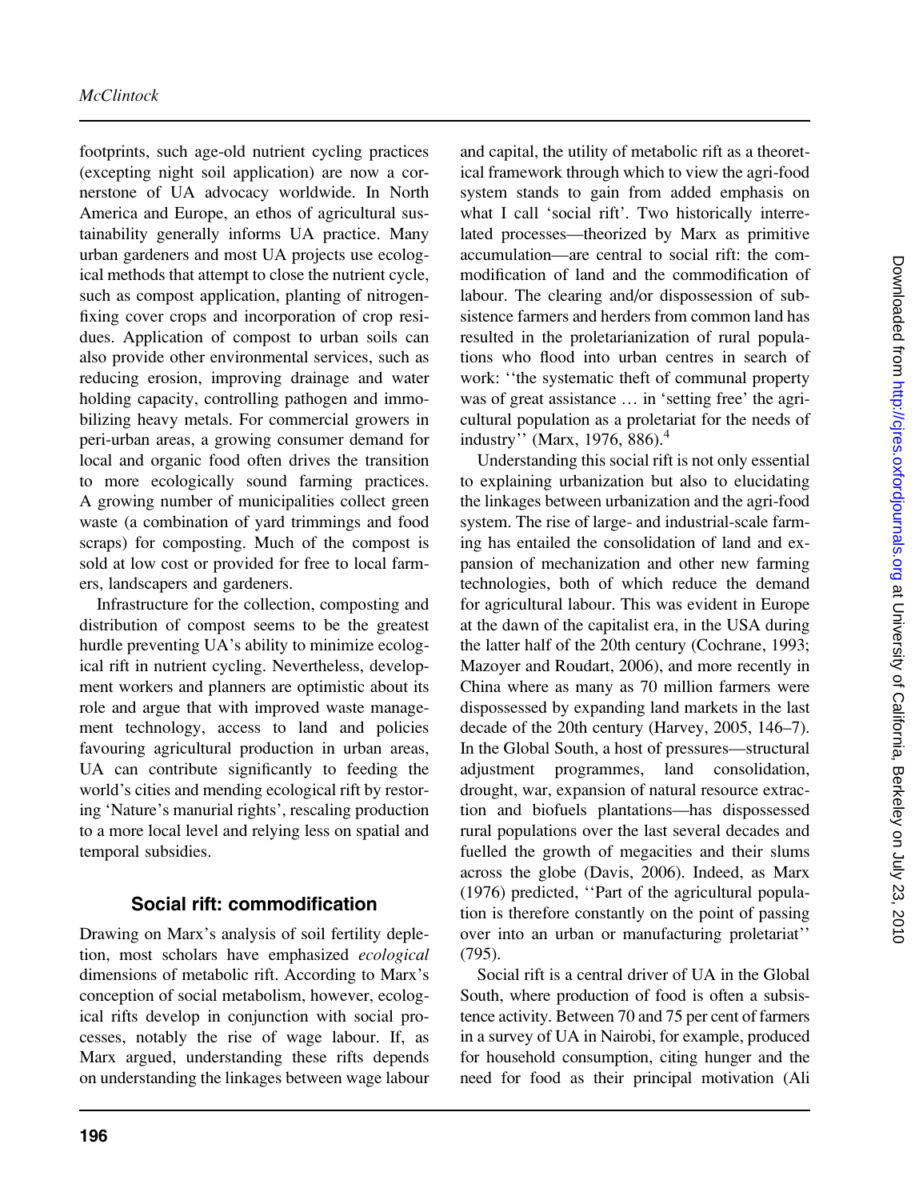footprints, such age-old nutrient cycling practices (excepting night soil application) are now a cornerstone of UA advocacy worldwide. In North America and Europe, an ethos of agricultural sustainability generally informs UA practice. Many urban gardeners and most UA projects use ecological methods that attempt to close the nutrient cycle, such as compost application, planting of nitrogen-fixing cover crops and incorporation of crop residues. Application of compost to urban soils can also provide other environmental services, such as reducing erosion, improving drainage and water holding capacity, controlling pathogen and immobilizing heavy metals. For commercial growers in peri-urban areas, a growing consumer demand for local and organic food often drives the transition to more ecologically sound farming practices. A growing number of municipalities collect green waste (a combination of yard trimmings and food scraps) for composting. Much of the compost is sold at low cost or provided for free to local farmers, landscapers and gardeners.

Infrastructure for the collection, composting and distribution of compost seems to be the greatest hurdle preventing UA's ability to minimize ecological rift in nutrient cycling. Nevertheless, development workers and planners are optimistic about its role and argue that with improved waste management technology, access to land and policies favouring agricultural production in urban areas, UA can contribute significantly to feeding the world's cities and mending ecological rift by restoring 'Nature's manurial rights', rescaling production to a more local level and relying less on spatial and temporal subsidies.

## Social rift: commodification

Drawing on Marx's analysis of soil fertility depletion, most scholars have emphasized *ecological* dimensions of metabolic rift. According to Marx's conception of social metabolism, however, ecological rifts develop in conjunction with social processes, notably the rise of wage labour. If, as Marx argued, understanding these rifts depends on understanding the linkages between wage labour and capital, the utility of metabolic rift as a theoretical framework through which to view the agri-food system stands to gain from added emphasis on what I call 'social rift'. Two historically interrelated processes—theorized by Marx as primitive accumulation—are central to social rift: the commodification of land and the commodification of labour. The clearing and/or dispossession of subsistence farmers and herders from common land has resulted in the proletarianization of rural populations who flood into urban centres in search of work: ''the systematic theft of communal property was of great assistance … in 'setting free' the agricultural population as a proletariat for the needs of industry'' (Marx, 1976, 886).[4]

Understanding this social rift is not only essential to explaining urbanization but also to elucidating the linkages between urbanization and the agri-food system. The rise of large- and industrial-scale farming has entailed the consolidation of land and expansion of mechanization and other new farming technologies, both of which reduce the demand for agricultural labour. This was evident in Europe at the dawn of the capitalist era, in the USA during the latter half of the 20th century (Cochrane, 1993; Mazoyer and Roudart, 2006), and more recently in China where as many as 70 million farmers were dispossessed by expanding land markets in the last decade of the 20th century (Harvey, 2005, 146–7). In the Global South, a host of pressures—structural adjustment programmes, land consolidation, drought, war, expansion of natural resource extraction and biofuels plantations—has dispossessed rural populations over the last several decades and fuelled the growth of megacities and their slums across the globe (Davis, 2006). Indeed, as Marx (1976) predicted, ''Part of the agricultural population is therefore constantly on the point of passing over into an urban or manufacturing proletariat'' (795).

Social rift is a central driver of UA in the Global South, where production of food is often a subsistence activity. Between 70 and 75 per cent of farmers in a survey of UA in Nairobi, for example, produced for household consumption, citing hunger and the need for food as their principal motivation (Ali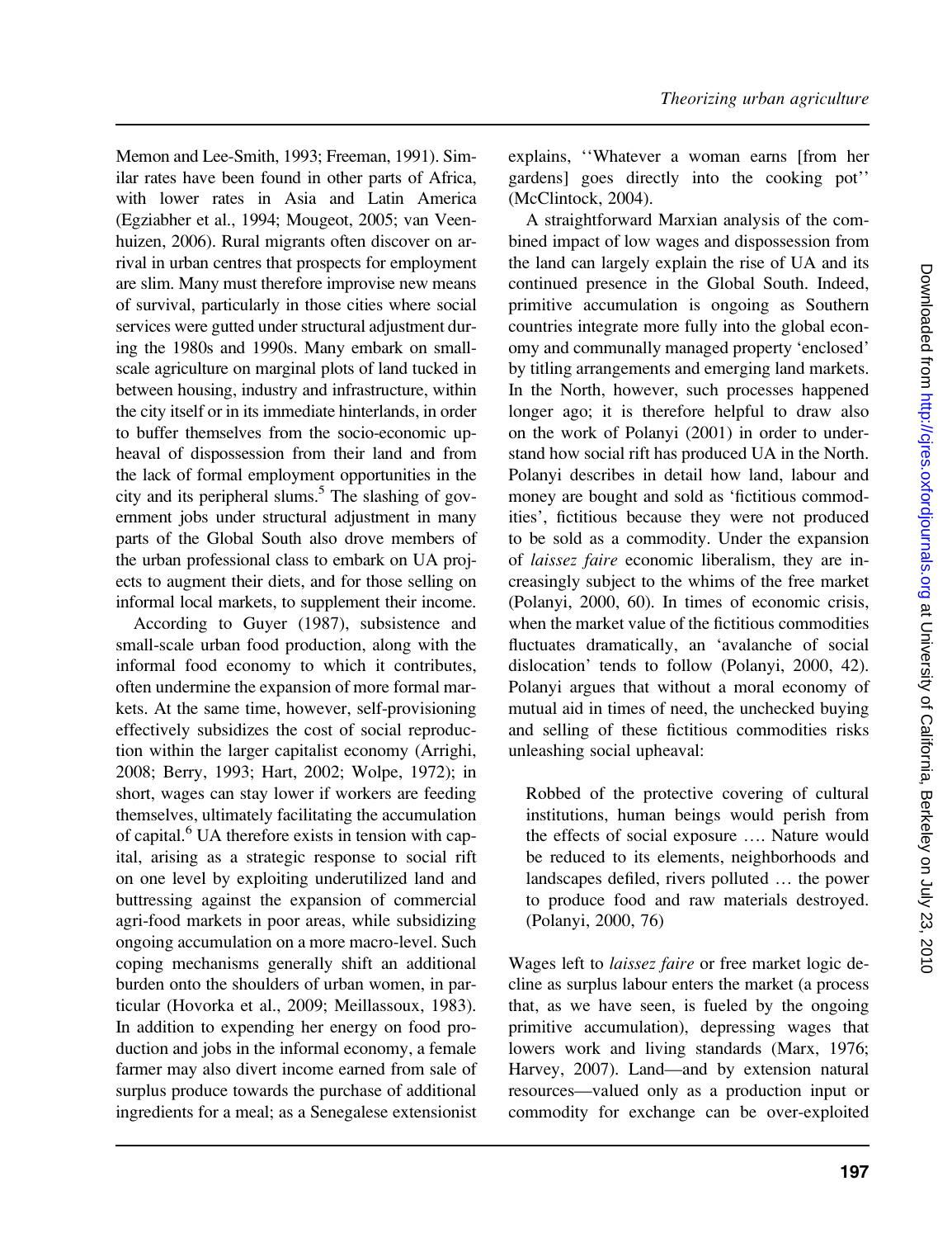Memon and Lee-Smith, 1993; Freeman, 1991). Similar rates have been found in other parts of Africa, with lower rates in Asia and Latin America (Egziabher et al., 1994; Mougeot, 2005; van Veenhuizen, 2006). Rural migrants often discover on arrival in urban centres that prospects for employment are slim. Many must therefore improvise new means of survival, particularly in those cities where social services were gutted under structural adjustment during the 1980s and 1990s. Many embark on small-scale agriculture on marginal plots of land tucked in between housing, industry and infrastructure, within the city itself or in its immediate hinterlands, in order to buffer themselves from the socio-economic upheaval of dispossession from their land and from the lack of formal employment opportunities in the city and its peripheral slums.[5] The slashing of government jobs under structural adjustment in many parts of the Global South also drove members of the urban professional class to embark on UA projects to augment their diets, and for those selling on informal local markets, to supplement their income.

According to Guyer (1987), subsistence and small-scale urban food production, along with the informal food economy to which it contributes, often undermine the expansion of more formal markets. At the same time, however, self-provisioning effectively subsidizes the cost of social reproduction within the larger capitalist economy (Arrighi, 2008; Berry, 1993; Hart, 2002; Wolpe, 1972); in short, wages can stay lower if workers are feeding themselves, ultimately facilitating the accumulation of capital.[6] UA therefore exists in tension with capital, arising as a strategic response to social rift on one level by exploiting underutilized land and buttressing against the expansion of commercial agri-food markets in poor areas, while subsidizing ongoing accumulation on a more macro-level. Such coping mechanisms generally shift an additional burden onto the shoulders of urban women, in particular (Hovorka et al., 2009; Meillassoux, 1983). In addition to expending her energy on food production and jobs in the informal economy, a female farmer may also divert income earned from sale of surplus produce towards the purchase of additional ingredients for a meal; as a Senegalese extensionist explains, ''Whatever a woman earns [from her gardens] goes directly into the cooking pot'' (McClintock, 2004).

A straightforward Marxian analysis of the combined impact of low wages and dispossession from the land can largely explain the rise of UA and its continued presence in the Global South. Indeed, primitive accumulation is ongoing as Southern countries integrate more fully into the global economy and communally managed property 'enclosed' by titling arrangements and emerging land markets. In the North, however, such processes happened longer ago; it is therefore helpful to draw also on the work of Polanyi (2001) in order to understand how social rift has produced UA in the North. Polanyi describes in detail how land, labour and money are bought and sold as 'fictitious commodities', fictitious because they were not produced to be sold as a commodity. Under the expansion of *laissez faire* economic liberalism, they are increasingly subject to the whims of the free market (Polanyi, 2000, 60). In times of economic crisis, when the market value of the fictitious commodities fluctuates dramatically, an 'avalanche of social dislocation' tends to follow (Polanyi, 2000, 42). Polanyi argues that without a moral economy of mutual aid in times of need, the unchecked buying and selling of these fictitious commodities risks unleashing social upheaval:

> Robbed of the protective covering of cultural institutions, human beings would perish from the effects of social exposure …. Nature would be reduced to its elements, neighborhoods and landscapes defiled, rivers polluted … the power to produce food and raw materials destroyed. (Polanyi, 2000, 76)

Wages left to *laissez faire* or free market logic decline as surplus labour enters the market (a process that, as we have seen, is fueled by the ongoing primitive accumulation), depressing wages that lowers work and living standards (Marx, 1976; Harvey, 2007). Land—and by extension natural resources—valued only as a production input or commodity for exchange can be over-exploited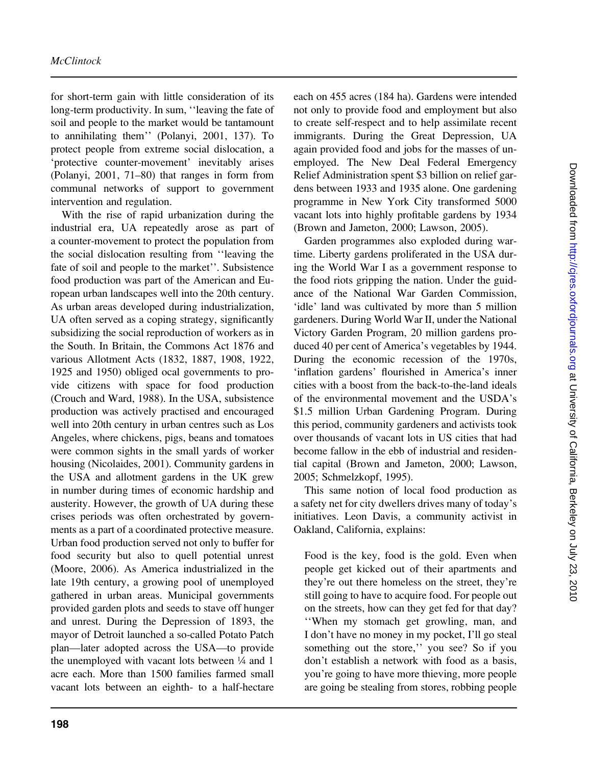for short-term gain with little consideration of its long-term productivity. In sum, ''leaving the fate of soil and people to the market would be tantamount to annihilating them'' (Polanyi, 2001, 137). To protect people from extreme social dislocation, a 'protective counter-movement' inevitably arises (Polanyi, 2001, 71–80) that ranges in form from communal networks of support to government intervention and regulation.

With the rise of rapid urbanization during the industrial era, UA repeatedly arose as part of a counter-movement to protect the population from the social dislocation resulting from ''leaving the fate of soil and people to the market''. Subsistence food production was part of the American and European urban landscapes well into the 20th century. As urban areas developed during industrialization, UA often served as a coping strategy, significantly subsidizing the social reproduction of workers as in the South. In Britain, the Commons Act 1876 and various Allotment Acts (1832, 1887, 1908, 1922, 1925 and 1950) obliged ocal governments to provide citizens with space for food production (Crouch and Ward, 1988). In the USA, subsistence production was actively practised and encouraged well into 20th century in urban centres such as Los Angeles, where chickens, pigs, beans and tomatoes were common sights in the small yards of worker housing (Nicolaides, 2001). Community gardens in the USA and allotment gardens in the UK grew in number during times of economic hardship and austerity. However, the growth of UA during these crises periods was often orchestrated by governments as a part of a coordinated protective measure. Urban food production served not only to buffer for food security but also to quell potential unrest (Moore, 2006). As America industrialized in the late 19th century, a growing pool of unemployed gathered in urban areas. Municipal governments provided garden plots and seeds to stave off hunger and unrest. During the Depression of 1893, the mayor of Detroit launched a so-called Potato Patch plan—later adopted across the USA—to provide the unemployed with vacant lots between ¼ and 1 acre each. More than 1500 families farmed small vacant lots between an eighth- to a half-hectare each on 455 acres (184 ha). Gardens were intended not only to provide food and employment but also to create self-respect and to help assimilate recent immigrants. During the Great Depression, UA again provided food and jobs for the masses of unemployed. The New Deal Federal Emergency Relief Administration spent \$3 billion on relief gardens between 1933 and 1935 alone. One gardening programme in New York City transformed 5000 vacant lots into highly profitable gardens by 1934 (Brown and Jameton, 2000; Lawson, 2005).

Garden programmes also exploded during wartime. Liberty gardens proliferated in the USA during the World War I as a government response to the food riots gripping the nation. Under the guidance of the National War Garden Commission, 'idle' land was cultivated by more than 5 million gardeners. During World War II, under the National Victory Garden Program, 20 million gardens produced 40 per cent of America's vegetables by 1944. During the economic recession of the 1970s, 'inflation gardens' flourished in America's inner cities with a boost from the back-to-the-land ideals of the environmental movement and the USDA's \$1.5 million Urban Gardening Program. During this period, community gardeners and activists took over thousands of vacant lots in US cities that had become fallow in the ebb of industrial and residential capital (Brown and Jameton, 2000; Lawson, 2005; Schmelzkopf, 1995).

This same notion of local food production as a safety net for city dwellers drives many of today's initiatives. Leon Davis, a community activist in Oakland, California, explains:

> Food is the key, food is the gold. Even when people get kicked out of their apartments and they're out there homeless on the street, they're still going to have to acquire food. For people out on the streets, how can they get fed for that day? ''When my stomach get growling, man, and I don't have no money in my pocket, I'll go steal something out the store,'' you see? So if you don't establish a network with food as a basis, you're going to have more thieving, more people are going be stealing from stores, robbing people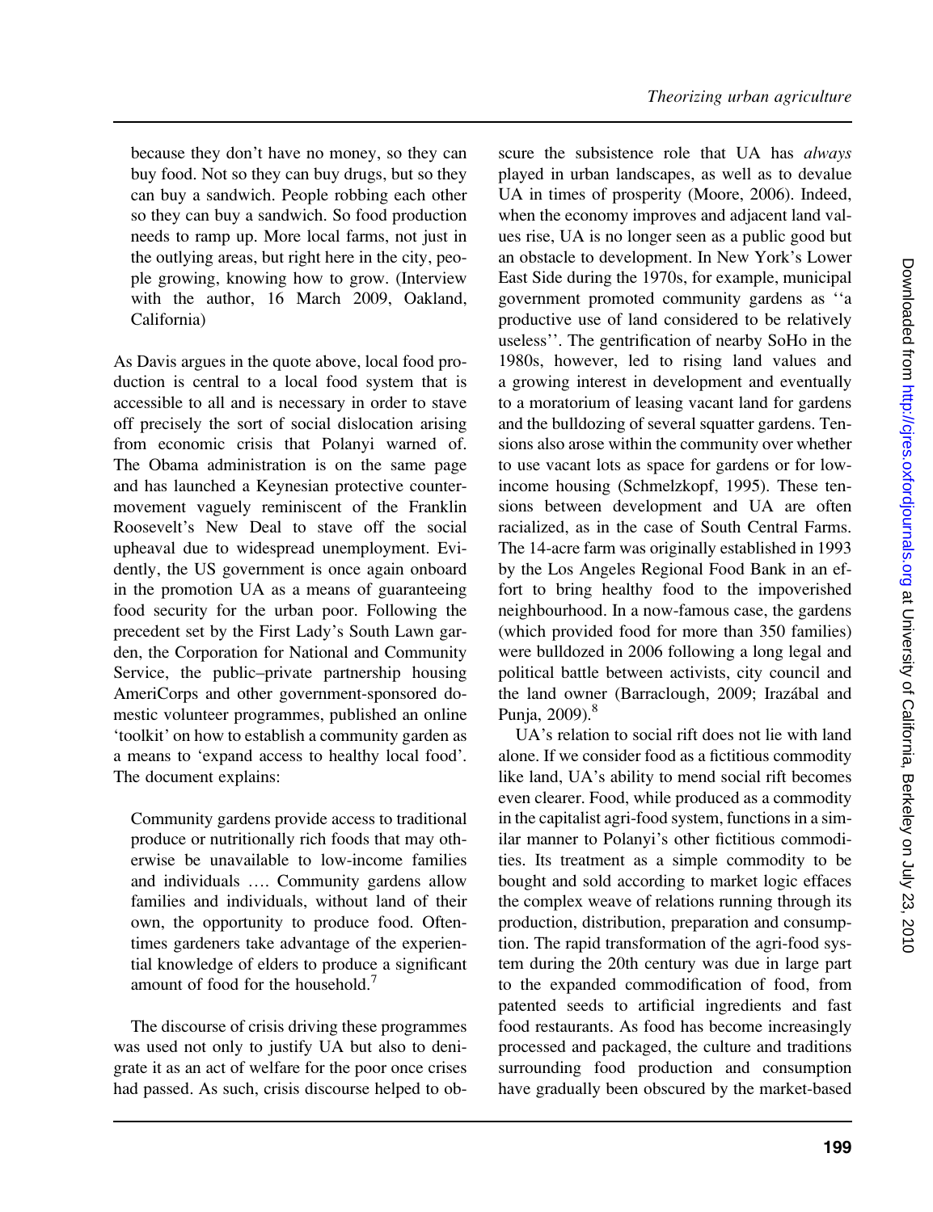because they don't have no money, so they can buy food. Not so they can buy drugs, but so they can buy a sandwich. People robbing each other so they can buy a sandwich. So food production needs to ramp up. More local farms, not just in the outlying areas, but right here in the city, people growing, knowing how to grow. (Interview with the author, 16 March 2009, Oakland, California)

As Davis argues in the quote above, local food production is central to a local food system that is accessible to all and is necessary in order to stave off precisely the sort of social dislocation arising from economic crisis that Polanyi warned of. The Obama administration is on the same page and has launched a Keynesian protective countermovement vaguely reminiscent of the Franklin Roosevelt's New Deal to stave off the social upheaval due to widespread unemployment. Evidently, the US government is once again onboard in the promotion UA as a means of guaranteeing food security for the urban poor. Following the precedent set by the First Lady's South Lawn garden, the Corporation for National and Community Service, the public–private partnership housing AmeriCorps and other government-sponsored domestic volunteer programmes, published an online 'toolkit' on how to establish a community garden as a means to 'expand access to healthy local food'. The document explains:

> Community gardens provide access to traditional produce or nutritionally rich foods that may otherwise be unavailable to low-income families and individuals …. Community gardens allow families and individuals, without land of their own, the opportunity to produce food. Oftentimes gardeners take advantage of the experiential knowledge of elders to produce a significant amount of food for the household.[7]

The discourse of crisis driving these programmes was used not only to justify UA but also to denigrate it as an act of welfare for the poor once crises had passed. As such, crisis discourse helped to obscure the subsistence role that UA has *always* played in urban landscapes, as well as to devalue UA in times of prosperity (Moore, 2006). Indeed, when the economy improves and adjacent land values rise, UA is no longer seen as a public good but an obstacle to development. In New York's Lower East Side during the 1970s, for example, municipal government promoted community gardens as ''a productive use of land considered to be relatively useless''. The gentrification of nearby SoHo in the 1980s, however, led to rising land values and a growing interest in development and eventually to a moratorium of leasing vacant land for gardens and the bulldozing of several squatter gardens. Tensions also arose within the community over whether to use vacant lots as space for gardens or for low-income housing (Schmelzkopf, 1995). These tensions between development and UA are often racialized, as in the case of South Central Farms. The 14-acre farm was originally established in 1993 by the Los Angeles Regional Food Bank in an effort to bring healthy food to the impoverished neighbourhood. In a now-famous case, the gardens (which provided food for more than 350 families) were bulldozed in 2006 following a long legal and political battle between activists, city council and the land owner (Barraclough, 2009; Irazábal and Punja, 2009).[8]

UA's relation to social rift does not lie with land alone. If we consider food as a fictitious commodity like land, UA's ability to mend social rift becomes even clearer. Food, while produced as a commodity in the capitalist agri-food system, functions in a similar manner to Polanyi's other fictitious commodities. Its treatment as a simple commodity to be bought and sold according to market logic effaces the complex weave of relations running through its production, distribution, preparation and consumption. The rapid transformation of the agri-food system during the 20th century was due in large part to the expanded commodification of food, from patented seeds to artificial ingredients and fast food restaurants. As food has become increasingly processed and packaged, the culture and traditions surrounding food production and consumption have gradually been obscured by the market-based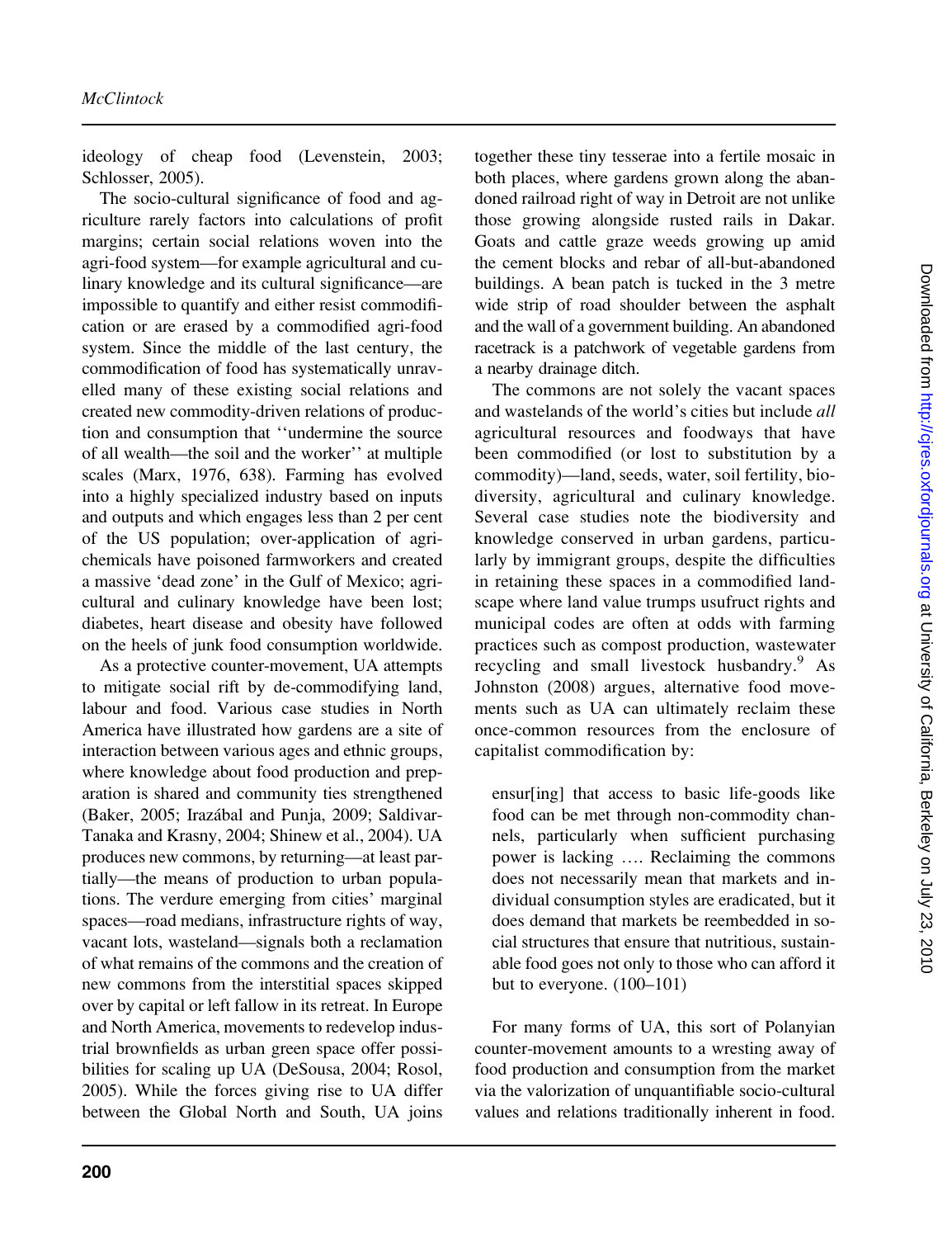ideology of cheap food (Levenstein, 2003; Schlosser, 2005).

The socio-cultural significance of food and agriculture rarely factors into calculations of profit margins; certain social relations woven into the agri-food system—for example agricultural and culinary knowledge and its cultural significance—are impossible to quantify and either resist commodification or are erased by a commodified agri-food system. Since the middle of the last century, the commodification of food has systematically unravelled many of these existing social relations and created new commodity-driven relations of production and consumption that ''undermine the source of all wealth—the soil and the worker'' at multiple scales (Marx, 1976, 638). Farming has evolved into a highly specialized industry based on inputs and outputs and which engages less than 2 per cent of the US population; over-application of agrichemicals have poisoned farmworkers and created a massive 'dead zone' in the Gulf of Mexico; agricultural and culinary knowledge have been lost; diabetes, heart disease and obesity have followed on the heels of junk food consumption worldwide.

As a protective counter-movement, UA attempts to mitigate social rift by de-commodifying land, labour and food. Various case studies in North America have illustrated how gardens are a site of interaction between various ages and ethnic groups, where knowledge about food production and preparation is shared and community ties strengthened (Baker, 2005; Irazábal and Punja, 2009; Saldivar-Tanaka and Krasny, 2004; Shinew et al., 2004). UA produces new commons, by returning—at least partially—the means of production to urban populations. The verdure emerging from cities' marginal spaces—road medians, infrastructure rights of way, vacant lots, wasteland—signals both a reclamation of what remains of the commons and the creation of new commons from the interstitial spaces skipped over by capital or left fallow in its retreat. In Europe and North America, movements to redevelop industrial brownfields as urban green space offer possibilities for scaling up UA (DeSousa, 2004; Rosol, 2005). While the forces giving rise to UA differ between the Global North and South, UA joins together these tiny tesserae into a fertile mosaic in both places, where gardens grown along the abandoned railroad right of way in Detroit are not unlike those growing alongside rusted rails in Dakar. Goats and cattle graze weeds growing up amid the cement blocks and rebar of all-but-abandoned buildings. A bean patch is tucked in the 3 metre wide strip of road shoulder between the asphalt and the wall of a government building. An abandoned racetrack is a patchwork of vegetable gardens from a nearby drainage ditch.

The commons are not solely the vacant spaces and wastelands of the world's cities but include *all* agricultural resources and foodways that have been commodified (or lost to substitution by a commodity)—land, seeds, water, soil fertility, biodiversity, agricultural and culinary knowledge. Several case studies note the biodiversity and knowledge conserved in urban gardens, particularly by immigrant groups, despite the difficulties in retaining these spaces in a commodified landscape where land value trumps usufruct rights and municipal codes are often at odds with farming practices such as compost production, wastewater recycling and small livestock husbandry.[9] As Johnston (2008) argues, alternative food movements such as UA can ultimately reclaim these once-common resources from the enclosure of capitalist commodification by:

> ensur[ing] that access to basic life-goods like food can be met through non-commodity channels, particularly when sufficient purchasing power is lacking …. Reclaiming the commons does not necessarily mean that markets and individual consumption styles are eradicated, but it does demand that markets be reembedded in social structures that ensure that nutritious, sustainable food goes not only to those who can afford it but to everyone. (100–101)

For many forms of UA, this sort of Polanyian counter-movement amounts to a wresting away of food production and consumption from the market via the valorization of unquantifiable socio-cultural values and relations traditionally inherent in food.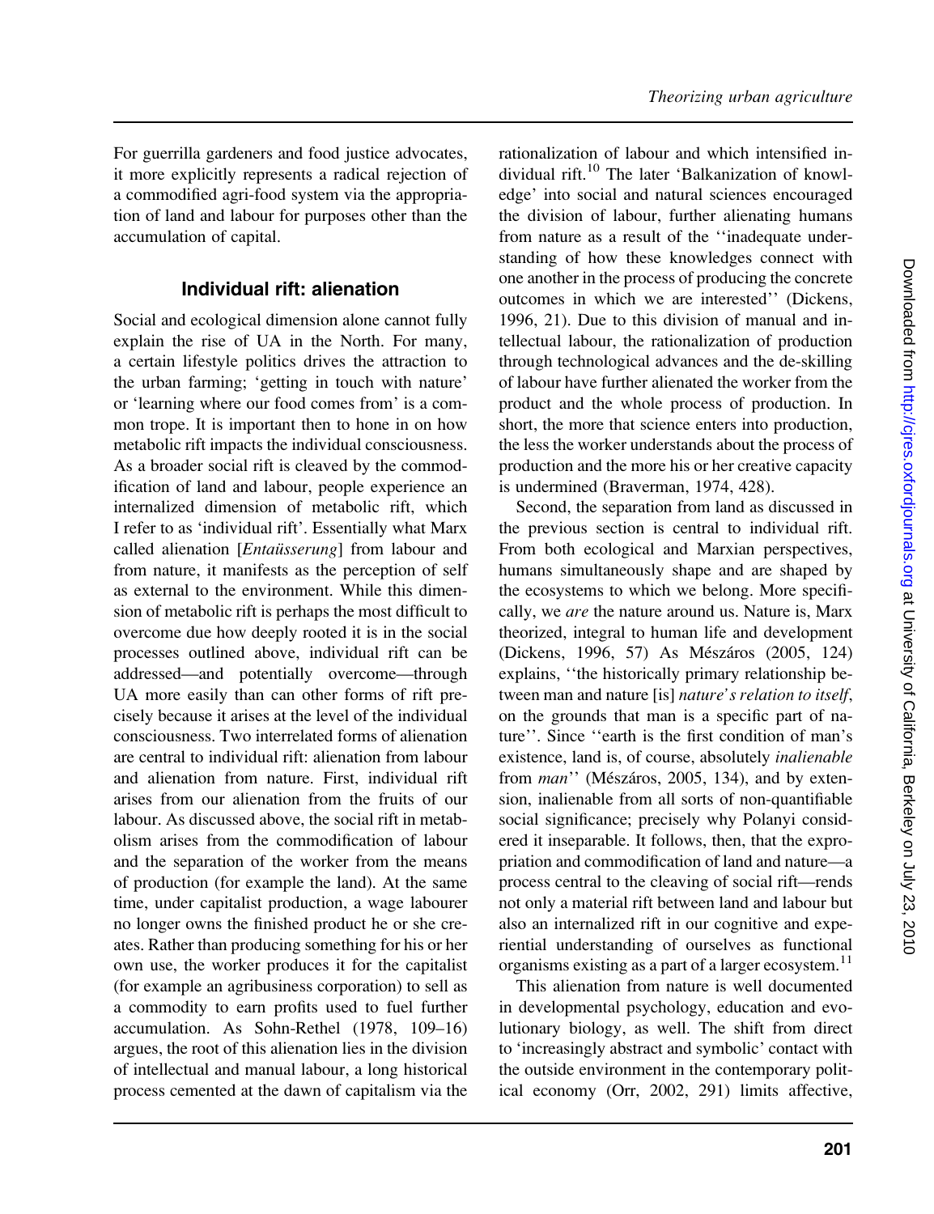For guerrilla gardeners and food justice advocates, it more explicitly represents a radical rejection of a commodified agri-food system via the appropriation of land and labour for purposes other than the accumulation of capital.

## Individual rift: alienation

Social and ecological dimension alone cannot fully explain the rise of UA in the North. For many, a certain lifestyle politics drives the attraction to the urban farming; 'getting in touch with nature' or 'learning where our food comes from' is a common trope. It is important then to hone in on how metabolic rift impacts the individual consciousness. As a broader social rift is cleaved by the commodification of land and labour, people experience an internalized dimension of metabolic rift, which I refer to as 'individual rift'. Essentially what Marx called alienation [*Entaüsserung*] from labour and from nature, it manifests as the perception of self as external to the environment. While this dimension of metabolic rift is perhaps the most difficult to overcome due how deeply rooted it is in the social processes outlined above, individual rift can be addressed—and potentially overcome—through UA more easily than can other forms of rift precisely because it arises at the level of the individual consciousness. Two interrelated forms of alienation are central to individual rift: alienation from labour and alienation from nature. First, individual rift arises from our alienation from the fruits of our labour. As discussed above, the social rift in metabolism arises from the commodification of labour and the separation of the worker from the means of production (for example the land). At the same time, under capitalist production, a wage labourer no longer owns the finished product he or she creates. Rather than producing something for his or her own use, the worker produces it for the capitalist (for example an agribusiness corporation) to sell as a commodity to earn profits used to fuel further accumulation. As Sohn-Rethel (1978, 109–16) argues, the root of this alienation lies in the division of intellectual and manual labour, a long historical process cemented at the dawn of capitalism via the rationalization of labour and which intensified individual rift.[10] The later 'Balkanization of knowledge' into social and natural sciences encouraged the division of labour, further alienating humans from nature as a result of the ''inadequate understanding of how these knowledges connect with one another in the process of producing the concrete outcomes in which we are interested'' (Dickens, 1996, 21). Due to this division of manual and intellectual labour, the rationalization of production through technological advances and the de-skilling of labour have further alienated the worker from the product and the whole process of production. In short, the more that science enters into production, the less the worker understands about the process of production and the more his or her creative capacity is undermined (Braverman, 1974, 428).

Second, the separation from land as discussed in the previous section is central to individual rift. From both ecological and Marxian perspectives, humans simultaneously shape and are shaped by the ecosystems to which we belong. More specifically, we *are* the nature around us. Nature is, Marx theorized, integral to human life and development (Dickens, 1996, 57) As Mészáros (2005, 124) explains, ''the historically primary relationship between man and nature [is] *nature's relation to itself*, on the grounds that man is a specific part of nature''. Since ''earth is the first condition of man's existence, land is, of course, absolutely *inalienable* from *man*'' (Mészáros, 2005, 134), and by extension, inalienable from all sorts of non-quantifiable social significance; precisely why Polanyi considered it inseparable. It follows, then, that the expropriation and commodification of land and nature—a process central to the cleaving of social rift—rends not only a material rift between land and labour but also an internalized rift in our cognitive and experiential understanding of ourselves as functional organisms existing as a part of a larger ecosystem.[11]

This alienation from nature is well documented in developmental psychology, education and evolutionary biology, as well. The shift from direct to 'increasingly abstract and symbolic' contact with the outside environment in the contemporary political economy (Orr, 2002, 291) limits affective,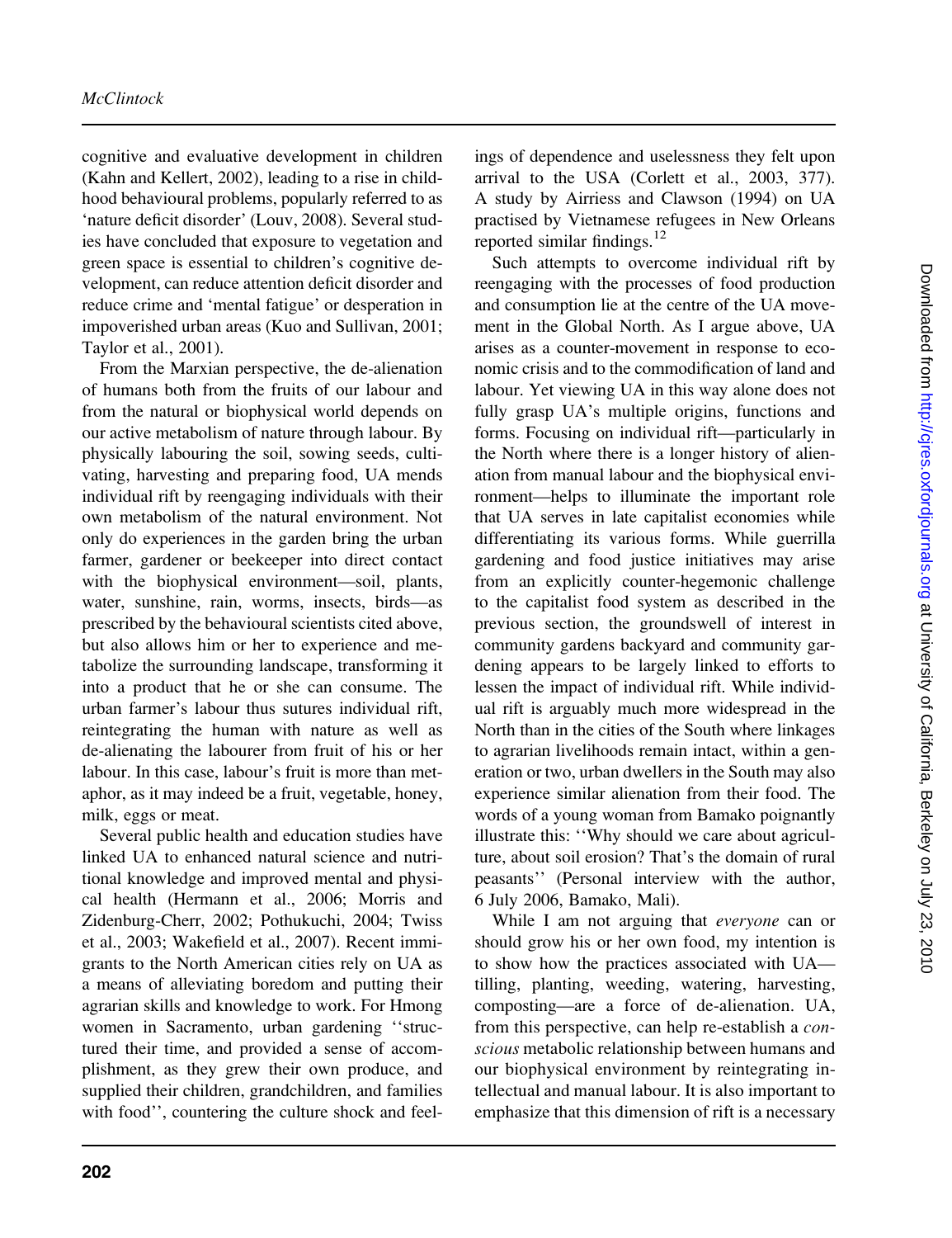cognitive and evaluative development in children (Kahn and Kellert, 2002), leading to a rise in childhood behavioural problems, popularly referred to as 'nature deficit disorder' (Louv, 2008). Several studies have concluded that exposure to vegetation and green space is essential to children's cognitive development, can reduce attention deficit disorder and reduce crime and 'mental fatigue' or desperation in impoverished urban areas (Kuo and Sullivan, 2001; Taylor et al., 2001).

From the Marxian perspective, the de-alienation of humans both from the fruits of our labour and from the natural or biophysical world depends on our active metabolism of nature through labour. By physically labouring the soil, sowing seeds, cultivating, harvesting and preparing food, UA mends individual rift by reengaging individuals with their own metabolism of the natural environment. Not only do experiences in the garden bring the urban farmer, gardener or beekeeper into direct contact with the biophysical environment—soil, plants, water, sunshine, rain, worms, insects, birds—as prescribed by the behavioural scientists cited above, but also allows him or her to experience and metabolize the surrounding landscape, transforming it into a product that he or she can consume. The urban farmer's labour thus sutures individual rift, reintegrating the human with nature as well as de-alienating the labourer from fruit of his or her labour. In this case, labour's fruit is more than metaphor, as it may indeed be a fruit, vegetable, honey, milk, eggs or meat.

Several public health and education studies have linked UA to enhanced natural science and nutritional knowledge and improved mental and physical health (Hermann et al., 2006; Morris and Zidenburg-Cherr, 2002; Pothukuchi, 2004; Twiss et al., 2003; Wakefield et al., 2007). Recent immigrants to the North American cities rely on UA as a means of alleviating boredom and putting their agrarian skills and knowledge to work. For Hmong women in Sacramento, urban gardening ''structured their time, and provided a sense of accomplishment, as they grew their own produce, and supplied their children, grandchildren, and families with food'', countering the culture shock and feelings of dependence and uselessness they felt upon arrival to the USA (Corlett et al., 2003, 377). A study by Airriess and Clawson (1994) on UA practised by Vietnamese refugees in New Orleans reported similar findings.[12]

Such attempts to overcome individual rift by reengaging with the processes of food production and consumption lie at the centre of the UA movement in the Global North. As I argue above, UA arises as a counter-movement in response to economic crisis and to the commodification of land and labour. Yet viewing UA in this way alone does not fully grasp UA's multiple origins, functions and forms. Focusing on individual rift—particularly in the North where there is a longer history of alienation from manual labour and the biophysical environment—helps to illuminate the important role that UA serves in late capitalist economies while differentiating its various forms. While guerrilla gardening and food justice initiatives may arise from an explicitly counter-hegemonic challenge to the capitalist food system as described in the previous section, the groundswell of interest in community gardens backyard and community gardening appears to be largely linked to efforts to lessen the impact of individual rift. While individual rift is arguably much more widespread in the North than in the cities of the South where linkages to agrarian livelihoods remain intact, within a generation or two, urban dwellers in the South may also experience similar alienation from their food. The words of a young woman from Bamako poignantly illustrate this: ''Why should we care about agriculture, about soil erosion? That's the domain of rural peasants'' (Personal interview with the author, 6 July 2006, Bamako, Mali).

While I am not arguing that *everyone* can or should grow his or her own food, my intention is to show how the practices associated with UA—tilling, planting, weeding, watering, harvesting, composting—are a force of de-alienation. UA, from this perspective, can help re-establish a *conscious* metabolic relationship between humans and our biophysical environment by reintegrating intellectual and manual labour. It is also important to emphasize that this dimension of rift is a necessary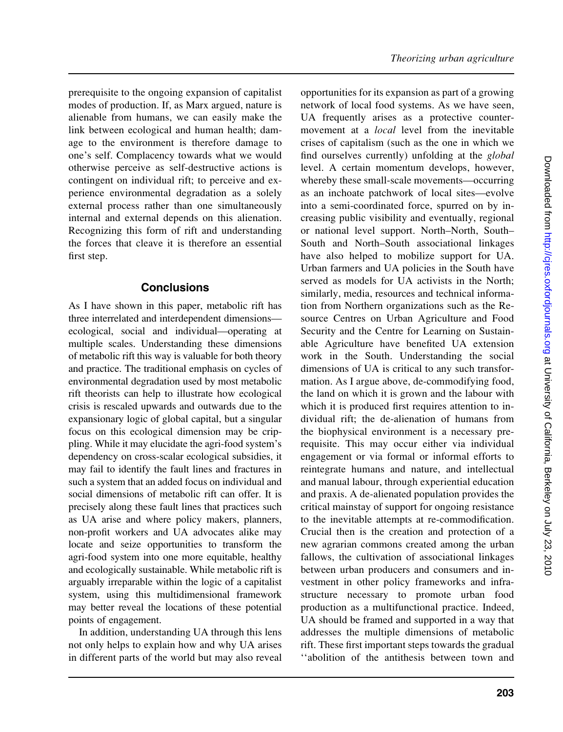prerequisite to the ongoing expansion of capitalist modes of production. If, as Marx argued, nature is alienable from humans, we can easily make the link between ecological and human health; damage to the environment is therefore damage to one's self. Complacency towards what we would otherwise perceive as self-destructive actions is contingent on individual rift; to perceive and experience environmental degradation as a solely external process rather than one simultaneously internal and external depends on this alienation. Recognizing this form of rift and understanding the forces that cleave it is therefore an essential first step.

## Conclusions

As I have shown in this paper, metabolic rift has three interrelated and interdependent dimensions—ecological, social and individual—operating at multiple scales. Understanding these dimensions of metabolic rift this way is valuable for both theory and practice. The traditional emphasis on cycles of environmental degradation used by most metabolic rift theorists can help to illustrate how ecological crisis is rescaled upwards and outwards due to the expansionary logic of global capital, but a singular focus on this ecological dimension may be crippling. While it may elucidate the agri-food system's dependency on cross-scalar ecological subsidies, it may fail to identify the fault lines and fractures in such a system that an added focus on individual and social dimensions of metabolic rift can offer. It is precisely along these fault lines that practices such as UA arise and where policy makers, planners, non-profit workers and UA advocates alike may locate and seize opportunities to transform the agri-food system into one more equitable, healthy and ecologically sustainable. While metabolic rift is arguably irreparable within the logic of a capitalist system, using this multidimensional framework may better reveal the locations of these potential points of engagement.

In addition, understanding UA through this lens not only helps to explain how and why UA arises in different parts of the world but may also reveal opportunities for its expansion as part of a growing network of local food systems. As we have seen, UA frequently arises as a protective countermovement at a *local* level from the inevitable crises of capitalism (such as the one in which we find ourselves currently) unfolding at the *global* level. A certain momentum develops, however, whereby these small-scale movements—occurring as an inchoate patchwork of local sites—evolve into a semi-coordinated force, spurred on by increasing public visibility and eventually, regional or national level support. North–North, South–South and North–South associational linkages have also helped to mobilize support for UA. Urban farmers and UA policies in the South have served as models for UA activists in the North; similarly, media, resources and technical information from Northern organizations such as the Resource Centres on Urban Agriculture and Food Security and the Centre for Learning on Sustainable Agriculture have benefited UA extension work in the South. Understanding the social dimensions of UA is critical to any such transformation. As I argue above, de-commodifying food, the land on which it is grown and the labour with which it is produced first requires attention to individual rift; the de-alienation of humans from the biophysical environment is a necessary prerequisite. This may occur either via individual engagement or via formal or informal efforts to reintegrate humans and nature, and intellectual and manual labour, through experiential education and praxis. A de-alienated population provides the critical mainstay of support for ongoing resistance to the inevitable attempts at re-commodification. Crucial then is the creation and protection of a new agrarian commons created among the urban fallows, the cultivation of associational linkages between urban producers and consumers and investment in other policy frameworks and infrastructure necessary to promote urban food production as a multifunctional practice. Indeed, UA should be framed and supported in a way that addresses the multiple dimensions of metabolic rift. These first important steps towards the gradual ''abolition of the antithesis between town and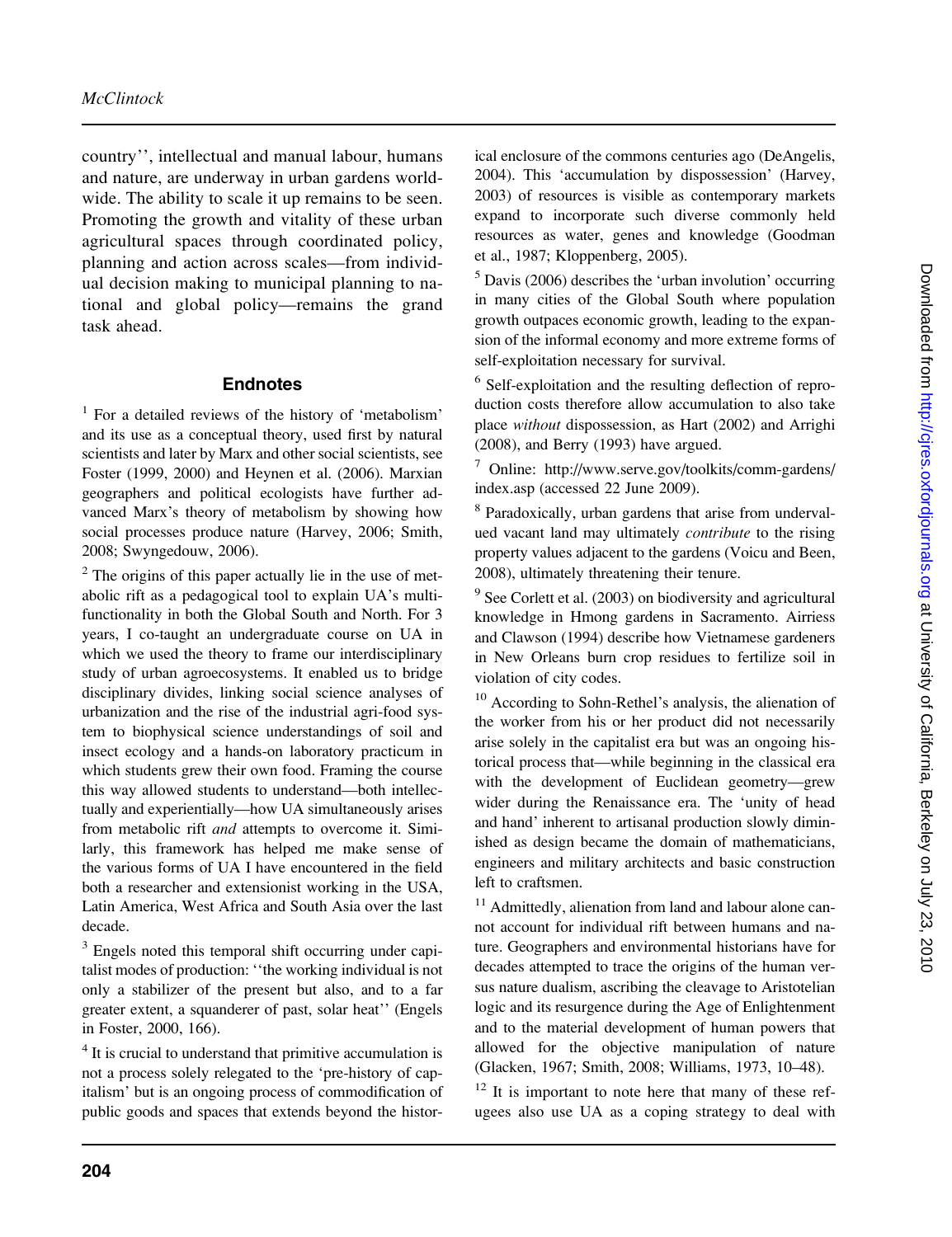country'', intellectual and manual labour, humans and nature, are underway in urban gardens worldwide. The ability to scale it up remains to be seen. Promoting the growth and vitality of these urban agricultural spaces through coordinated policy, planning and action across scales—from individual decision making to municipal planning to national and global policy—remains the grand task ahead.

## Endnotes

[1] For a detailed reviews of the history of 'metabolism' and its use as a conceptual theory, used first by natural scientists and later by Marx and other social scientists, see Foster (1999, 2000) and Heynen et al. (2006). Marxian geographers and political ecologists have further advanced Marx's theory of metabolism by showing how social processes produce nature (Harvey, 2006; Smith, 2008; Swyngedouw, 2006).

[2] The origins of this paper actually lie in the use of metabolic rift as a pedagogical tool to explain UA's multifunctionality in both the Global South and North. For 3 years, I co-taught an undergraduate course on UA in which we used the theory to frame our interdisciplinary study of urban agroecosystems. It enabled us to bridge disciplinary divides, linking social science analyses of urbanization and the rise of the industrial agri-food system to biophysical science understandings of soil and insect ecology and a hands-on laboratory practicum in which students grew their own food. Framing the course this way allowed students to understand—both intellectually and experientially—how UA simultaneously arises from metabolic rift *and* attempts to overcome it. Similarly, this framework has helped me make sense of the various forms of UA I have encountered in the field both a researcher and extensionist working in the USA, Latin America, West Africa and South Asia over the last decade.

[3] Engels noted this temporal shift occurring under capitalist modes of production: ''the working individual is not only a stabilizer of the present but also, and to a far greater extent, a squanderer of past, solar heat'' (Engels in Foster, 2000, 166).

[4] It is crucial to understand that primitive accumulation is not a process solely relegated to the 'pre-history of capitalism' but is an ongoing process of commodification of public goods and spaces that extends beyond the historical enclosure of the commons centuries ago (DeAngelis, 2004). This 'accumulation by dispossession' (Harvey, 2003) of resources is visible as contemporary markets expand to incorporate such diverse commonly held resources as water, genes and knowledge (Goodman et al., 1987; Kloppenberg, 2005).

[5] Davis (2006) describes the 'urban involution' occurring in many cities of the Global South where population growth outpaces economic growth, leading to the expansion of the informal economy and more extreme forms of self-exploitation necessary for survival.

[6] Self-exploitation and the resulting deflection of reproduction costs therefore allow accumulation to also take place *without* dispossession, as Hart (2002) and Arrighi (2008), and Berry (1993) have argued.

[7] Online: http://www.serve.gov/toolkits/comm-gardens/index.asp (accessed 22 June 2009).

[8] Paradoxically, urban gardens that arise from undervalued vacant land may ultimately *contribute* to the rising property values adjacent to the gardens (Voicu and Been, 2008), ultimately threatening their tenure.

[9] See Corlett et al. (2003) on biodiversity and agricultural knowledge in Hmong gardens in Sacramento. Airriess and Clawson (1994) describe how Vietnamese gardeners in New Orleans burn crop residues to fertilize soil in violation of city codes.

[10] According to Sohn-Rethel's analysis, the alienation of the worker from his or her product did not necessarily arise solely in the capitalist era but was an ongoing historical process that—while beginning in the classical era with the development of Euclidean geometry—grew wider during the Renaissance era. The 'unity of head and hand' inherent to artisanal production slowly diminished as design became the domain of mathematicians, engineers and military architects and basic construction left to craftsmen.

[11] Admittedly, alienation from land and labour alone cannot account for individual rift between humans and nature. Geographers and environmental historians have for decades attempted to trace the origins of the human versus nature dualism, ascribing the cleavage to Aristotelian logic and its resurgence during the Age of Enlightenment and to the material development of human powers that allowed for the objective manipulation of nature (Glacken, 1967; Smith, 2008; Williams, 1973, 10–48).

[12] It is important to note here that many of these refugees also use UA as a coping strategy to deal with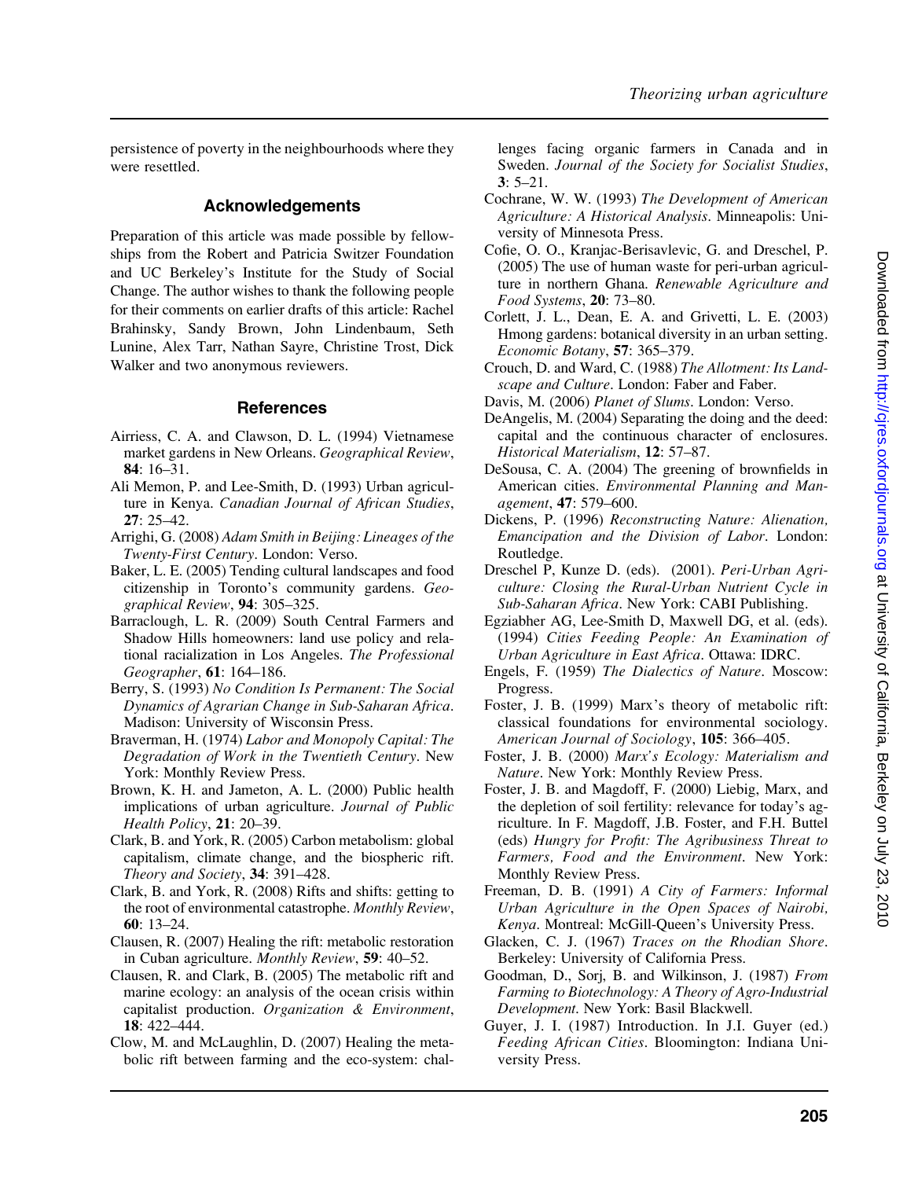persistence of poverty in the neighbourhoods where they were resettled.

## Acknowledgements

Preparation of this article was made possible by fellowships from the Robert and Patricia Switzer Foundation and UC Berkeley's Institute for the Study of Social Change. The author wishes to thank the following people for their comments on earlier drafts of this article: Rachel Brahinsky, Sandy Brown, John Lindenbaum, Seth Lunine, Alex Tarr, Nathan Sayre, Christine Trost, Dick Walker and two anonymous reviewers.

## References

Airriess, C. A. and Clawson, D. L. (1994) Vietnamese market gardens in New Orleans. *Geographical Review*, **84**: 16–31.

Ali Memon, P. and Lee-Smith, D. (1993) Urban agriculture in Kenya. *Canadian Journal of African Studies*, **27**: 25–42.

Arrighi, G. (2008) *Adam Smith in Beijing: Lineages of the Twenty-First Century*. London: Verso.

Baker, L. E. (2005) Tending cultural landscapes and food citizenship in Toronto's community gardens. *Geographical Review*, **94**: 305–325.

Barraclough, L. R. (2009) South Central Farmers and Shadow Hills homeowners: land use policy and relational racialization in Los Angeles. *The Professional Geographer*, **61**: 164–186.

Berry, S. (1993) *No Condition Is Permanent: The Social Dynamics of Agrarian Change in Sub-Saharan Africa*. Madison: University of Wisconsin Press.

Braverman, H. (1974) *Labor and Monopoly Capital: The Degradation of Work in the Twentieth Century*. New York: Monthly Review Press.

Brown, K. H. and Jameton, A. L. (2000) Public health implications of urban agriculture. *Journal of Public Health Policy*, **21**: 20–39.

Clark, B. and York, R. (2005) Carbon metabolism: global capitalism, climate change, and the biospheric rift. *Theory and Society*, **34**: 391–428.

Clark, B. and York, R. (2008) Rifts and shifts: getting to the root of environmental catastrophe. *Monthly Review*, **60**: 13–24.

Clausen, R. (2007) Healing the rift: metabolic restoration in Cuban agriculture. *Monthly Review*, **59**: 40–52.

Clausen, R. and Clark, B. (2005) The metabolic rift and marine ecology: an analysis of the ocean crisis within capitalist production. *Organization & Environment*, **18**: 422–444.

Clow, M. and McLaughlin, D. (2007) Healing the metabolic rift between farming and the eco-system: challenges facing organic farmers in Canada and in Sweden. *Journal of the Society for Socialist Studies*, **3**: 5–21.

Cochrane, W. W. (1993) *The Development of American Agriculture: A Historical Analysis*. Minneapolis: University of Minnesota Press.

Cofie, O. O., Kranjac-Berisavlevic, G. and Dreschel, P. (2005) The use of human waste for peri-urban agriculture in northern Ghana. *Renewable Agriculture and Food Systems*, **20**: 73–80.

Corlett, J. L., Dean, E. A. and Grivetti, L. E. (2003) Hmong gardens: botanical diversity in an urban setting. *Economic Botany*, **57**: 365–379.

Crouch, D. and Ward, C. (1988) *The Allotment: Its Landscape and Culture*. London: Faber and Faber.

Davis, M. (2006) *Planet of Slums*. London: Verso.

DeAngelis, M. (2004) Separating the doing and the deed: capital and the continuous character of enclosures. *Historical Materialism*, **12**: 57–87.

DeSousa, C. A. (2004) The greening of brownfields in American cities. *Environmental Planning and Management*, **47**: 579–600.

Dickens, P. (1996) *Reconstructing Nature: Alienation, Emancipation and the Division of Labor*. London: Routledge.

Dreschel P, Kunze D. (eds). (2001). *Peri-Urban Agriculture: Closing the Rural-Urban Nutrient Cycle in Sub-Saharan Africa*. New York: CABI Publishing.

Egziabher AG, Lee-Smith D, Maxwell DG, et al. (eds). (1994) *Cities Feeding People: An Examination of Urban Agriculture in East Africa*. Ottawa: IDRC.

Engels, F. (1959) *The Dialectics of Nature*. Moscow: Progress.

Foster, J. B. (1999) Marx's theory of metabolic rift: classical foundations for environmental sociology. *American Journal of Sociology*, **105**: 366–405.

Foster, J. B. (2000) *Marx's Ecology: Materialism and Nature*. New York: Monthly Review Press.

Foster, J. B. and Magdoff, F. (2000) Liebig, Marx, and the depletion of soil fertility: relevance for today's agriculture. In F. Magdoff, J.B. Foster, and F.H. Buttel (eds) *Hungry for Profit: The Agribusiness Threat to Farmers, Food and the Environment*. New York: Monthly Review Press.

Freeman, D. B. (1991) *A City of Farmers: Informal Urban Agriculture in the Open Spaces of Nairobi, Kenya*. Montreal: McGill-Queen's University Press.

Glacken, C. J. (1967) *Traces on the Rhodian Shore*. Berkeley: University of California Press.

Goodman, D., Sorj, B. and Wilkinson, J. (1987) *From Farming to Biotechnology: A Theory of Agro-Industrial Development*. New York: Basil Blackwell.

Guyer, J. I. (1987) Introduction. In J.I. Guyer (ed.) *Feeding African Cities*. Bloomington: Indiana University Press.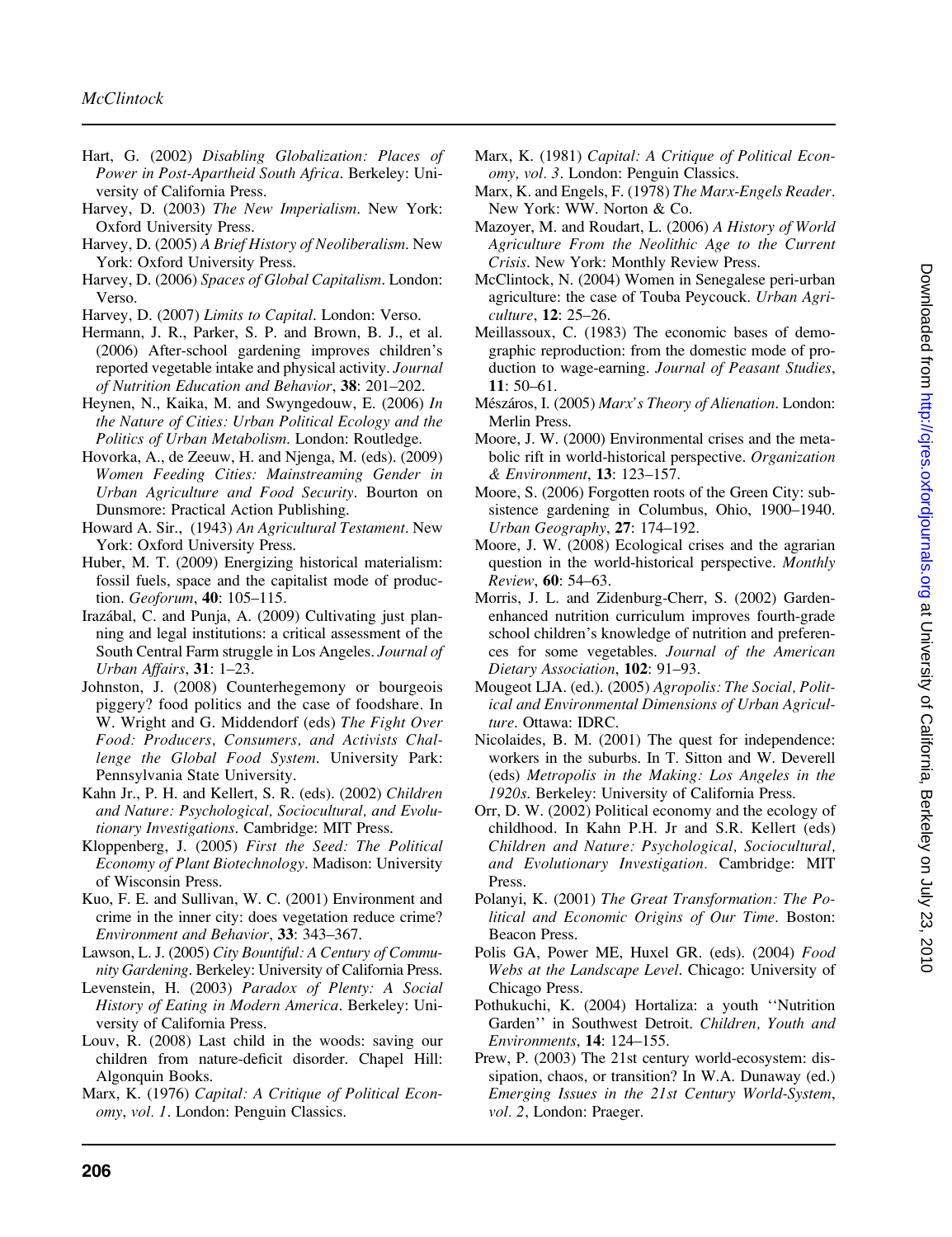Hart, G. (2002) *Disabling Globalization: Places of Power in Post-Apartheid South Africa*. Berkeley: University of California Press.

Harvey, D. (2003) *The New Imperialism*. New York: Oxford University Press.

Harvey, D. (2005) *A Brief History of Neoliberalism*. New York: Oxford University Press.

Harvey, D. (2006) *Spaces of Global Capitalism*. London: Verso.

Harvey, D. (2007) *Limits to Capital*. London: Verso.

Hermann, J. R., Parker, S. P. and Brown, B. J., et al. (2006) After-school gardening improves children's reported vegetable intake and physical activity. *Journal of Nutrition Education and Behavior*, **38**: 201–202.

Heynen, N., Kaika, M. and Swyngedouw, E. (2006) *In the Nature of Cities: Urban Political Ecology and the Politics of Urban Metabolism*. London: Routledge.

Hovorka, A., de Zeeuw, H. and Njenga, M. (eds). (2009) *Women Feeding Cities: Mainstreaming Gender in Urban Agriculture and Food Security*. Bourton on Dunsmore: Practical Action Publishing.

Howard A. Sir., (1943) *An Agricultural Testament*. New York: Oxford University Press.

Huber, M. T. (2009) Energizing historical materialism: fossil fuels, space and the capitalist mode of production. *Geoforum*, **40**: 105–115.

Irazábal, C. and Punja, A. (2009) Cultivating just planning and legal institutions: a critical assessment of the South Central Farm struggle in Los Angeles. *Journal of Urban Affairs*, **31**: 1–23.

Johnston, J. (2008) Counterhegemony or bourgeois piggery? food politics and the case of foodshare. In W. Wright and G. Middendorf (eds) *The Fight Over Food: Producers, Consumers, and Activists Challenge the Global Food System*. University Park: Pennsylvania State University.

Kahn Jr., P. H. and Kellert, S. R. (eds). (2002) *Children and Nature: Psychological, Sociocultural, and Evolutionary Investigations*. Cambridge: MIT Press.

Kloppenberg, J. (2005) *First the Seed: The Political Economy of Plant Biotechnology*. Madison: University of Wisconsin Press.

Kuo, F. E. and Sullivan, W. C. (2001) Environment and crime in the inner city: does vegetation reduce crime? *Environment and Behavior*, **33**: 343–367.

Lawson, L. J. (2005) *City Bountiful: A Century of Community Gardening*. Berkeley: University of California Press.

Levenstein, H. (2003) *Paradox of Plenty: A Social History of Eating in Modern America*. Berkeley: University of California Press.

Louv, R. (2008) Last child in the woods: saving our children from nature-deficit disorder. Chapel Hill: Algonquin Books.

Marx, K. (1976) *Capital: A Critique of Political Economy*, *vol. 1*. London: Penguin Classics.

Marx, K. (1981) *Capital: A Critique of Political Economy, vol. 3*. London: Penguin Classics.

Marx, K. and Engels, F. (1978) *The Marx-Engels Reader*. New York: WW. Norton & Co.

Mazoyer, M. and Roudart, L. (2006) *A History of World Agriculture From the Neolithic Age to the Current Crisis*. New York: Monthly Review Press.

McClintock, N. (2004) Women in Senegalese peri-urban agriculture: the case of Touba Peycouck. *Urban Agriculture*, **12**: 25–26.

Meillassoux, C. (1983) The economic bases of demographic reproduction: from the domestic mode of production to wage-earning. *Journal of Peasant Studies*, **11**: 50–61.

Mészáros, I. (2005) *Marx's Theory of Alienation*. London: Merlin Press.

Moore, J. W. (2000) Environmental crises and the metabolic rift in world-historical perspective. *Organization & Environment*, **13**: 123–157.

Moore, S. (2006) Forgotten roots of the Green City: subsistence gardening in Columbus, Ohio, 1900–1940. *Urban Geography*, **27**: 174–192.

Moore, J. W. (2008) Ecological crises and the agrarian question in the world-historical perspective. *Monthly Review*, **60**: 54–63.

Morris, J. L. and Zidenburg-Cherr, S. (2002) Garden-enhanced nutrition curriculum improves fourth-grade school children's knowledge of nutrition and preferences for some vegetables. *Journal of the American Dietary Association*, **102**: 91–93.

Mougeot LJA. (ed.). (2005) *Agropolis: The Social, Political and Environmental Dimensions of Urban Agriculture*. Ottawa: IDRC.

Nicolaides, B. M. (2001) The quest for independence: workers in the suburbs. In T. Sitton and W. Deverell (eds) *Metropolis in the Making: Los Angeles in the 1920s*. Berkeley: University of California Press.

Orr, D. W. (2002) Political economy and the ecology of childhood. In Kahn P.H. Jr and S.R. Kellert (eds) *Children and Nature: Psychological, Sociocultural, and Evolutionary Investigation.* Cambridge: MIT Press.

Polanyi, K. (2001) *The Great Transformation: The Political and Economic Origins of Our Time*. Boston: Beacon Press.

Polis GA, Power ME, Huxel GR. (eds). (2004) *Food Webs at the Landscape Level*. Chicago: University of Chicago Press.

Pothukuchi, K. (2004) Hortaliza: a youth ''Nutrition Garden'' in Southwest Detroit. *Children, Youth and Environments*, **14**: 124–155.

Prew, P. (2003) The 21st century world-ecosystem: dissipation, chaos, or transition? In W.A. Dunaway (ed.) *Emerging Issues in the 21st Century World-System*, *vol. 2*, London: Praeger.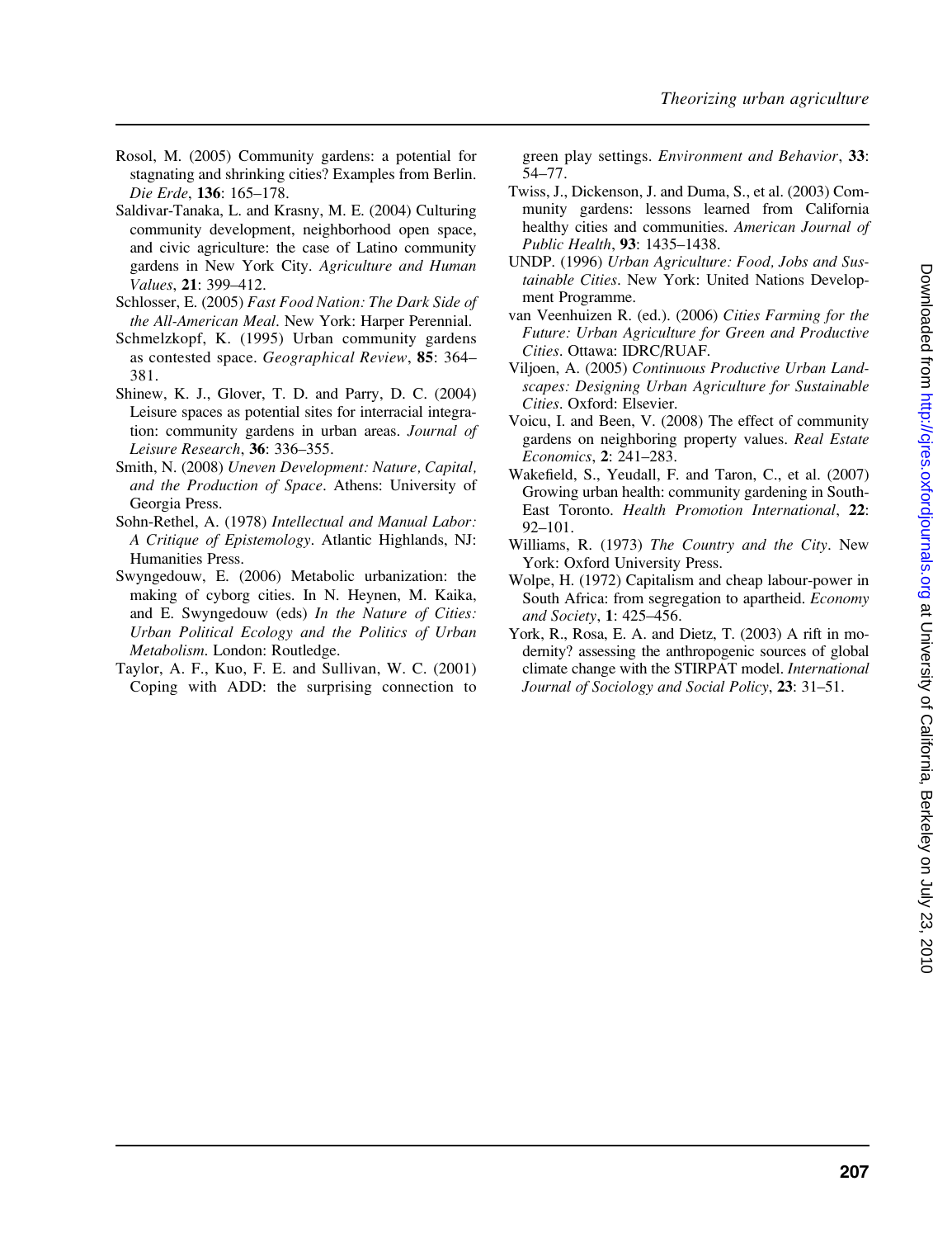Rosol, M. (2005) Community gardens: a potential for stagnating and shrinking cities? Examples from Berlin. *Die Erde*, **136**: 165–178.

Saldivar-Tanaka, L. and Krasny, M. E. (2004) Culturing community development, neighborhood open space, and civic agriculture: the case of Latino community gardens in New York City. *Agriculture and Human Values*, **21**: 399–412.

Schlosser, E. (2005) *Fast Food Nation: The Dark Side of the All-American Meal*. New York: Harper Perennial.

Schmelzkopf, K. (1995) Urban community gardens as contested space. *Geographical Review*, **85**: 364–381.

Shinew, K. J., Glover, T. D. and Parry, D. C. (2004) Leisure spaces as potential sites for interracial integration: community gardens in urban areas. *Journal of Leisure Research*, **36**: 336–355.

Smith, N. (2008) *Uneven Development: Nature, Capital, and the Production of Space*. Athens: University of Georgia Press.

Sohn-Rethel, A. (1978) *Intellectual and Manual Labor: A Critique of Epistemology*. Atlantic Highlands, NJ: Humanities Press.

Swyngedouw, E. (2006) Metabolic urbanization: the making of cyborg cities. In N. Heynen, M. Kaika, and E. Swyngedouw (eds) *In the Nature of Cities: Urban Political Ecology and the Politics of Urban Metabolism*. London: Routledge.

Taylor, A. F., Kuo, F. E. and Sullivan, W. C. (2001) Coping with ADD: the surprising connection to green play settings. *Environment and Behavior*, **33**: 54–77.

Twiss, J., Dickenson, J. and Duma, S., et al. (2003) Community gardens: lessons learned from California healthy cities and communities. *American Journal of Public Health*, **93**: 1435–1438.

UNDP. (1996) *Urban Agriculture: Food, Jobs and Sustainable Cities*. New York: United Nations Development Programme.

van Veenhuizen R. (ed.). (2006) *Cities Farming for the Future: Urban Agriculture for Green and Productive Cities*. Ottawa: IDRC/RUAF.

Viljoen, A. (2005) *Continuous Productive Urban Landscapes: Designing Urban Agriculture for Sustainable Cities*. Oxford: Elsevier.

Voicu, I. and Been, V. (2008) The effect of community gardens on neighboring property values. *Real Estate Economics*, **2**: 241–283.

Wakefield, S., Yeudall, F. and Taron, C., et al. (2007) Growing urban health: community gardening in South-East Toronto. *Health Promotion International*, **22**: 92–101.

Williams, R. (1973) *The Country and the City*. New York: Oxford University Press.

Wolpe, H. (1972) Capitalism and cheap labour-power in South Africa: from segregation to apartheid. *Economy and Society*, **1**: 425–456.

York, R., Rosa, E. A. and Dietz, T. (2003) A rift in modernity? assessing the anthropogenic sources of global climate change with the STIRPAT model. *International Journal of Sociology and Social Policy*, **23**: 31–51.